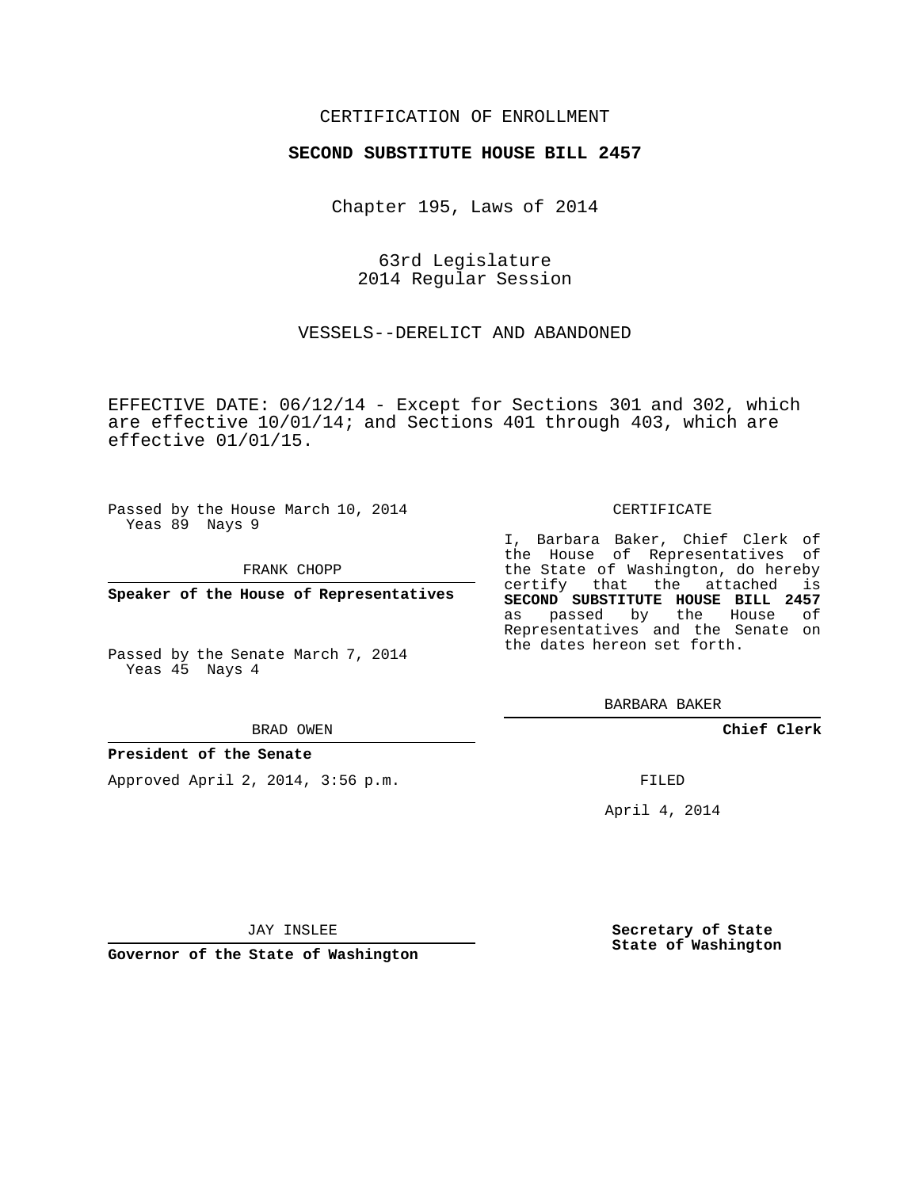CERTIFICATION OF ENROLLMENT

**SECOND SUBSTITUTE HOUSE BILL 2457**

Chapter 195, Laws of 2014

63rd Legislature
2014 Regular Session

VESSELS--DERELICT AND ABANDONED

EFFECTIVE DATE: 06/12/14 - Except for Sections 301 and 302, which are effective 10/01/14; and Sections 401 through 403, which are effective 01/01/15.

Passed by the House March 10, 2014
Yeas 89 Nays 9

FRANK CHOPP

**Speaker of the House of Representatives**

Passed by the Senate March 7, 2014
Yeas 45 Nays 4

BRAD OWEN

**President of the Senate**

Approved April 2, 2014, 3:56 p.m.

JAY INSLEE

**Governor of the State of Washington**

CERTIFICATE

I, Barbara Baker, Chief Clerk of the House of Representatives of the State of Washington, do hereby certify that the attached is **SECOND SUBSTITUTE HOUSE BILL 2457** as passed by the House of Representatives and the Senate on the dates hereon set forth.

BARBARA BAKER

**Chief Clerk**

FILED

April 4, 2014

**Secretary of State**
**State of Washington**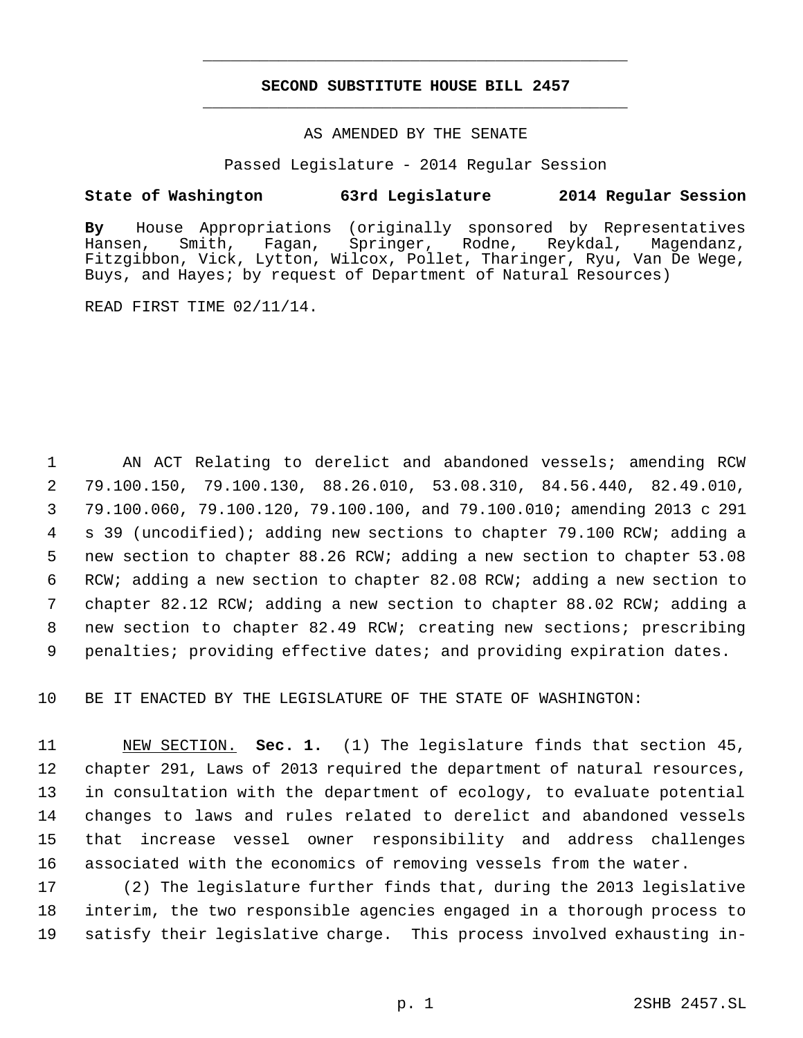# SECOND SUBSTITUTE HOUSE BILL 2457

AS AMENDED BY THE SENATE

Passed Legislature - 2014 Regular Session

**State of Washington 63rd Legislature 2014 Regular Session**

**By** House Appropriations (originally sponsored by Representatives Hansen, Smith, Fagan, Springer, Rodne, Reykdal, Magendanz, Fitzgibbon, Vick, Lytton, Wilcox, Pollet, Tharinger, Ryu, Van De Wege, Buys, and Hayes; by request of Department of Natural Resources)

READ FIRST TIME 02/11/14.

AN ACT Relating to derelict and abandoned vessels; amending RCW 79.100.150, 79.100.130, 88.26.010, 53.08.310, 84.56.440, 82.49.010, 79.100.060, 79.100.120, 79.100.100, and 79.100.010; amending 2013 c 291 s 39 (uncodified); adding new sections to chapter 79.100 RCW; adding a new section to chapter 88.26 RCW; adding a new section to chapter 53.08 RCW; adding a new section to chapter 82.08 RCW; adding a new section to chapter 82.12 RCW; adding a new section to chapter 88.02 RCW; adding a new section to chapter 82.49 RCW; creating new sections; prescribing penalties; providing effective dates; and providing expiration dates.

BE IT ENACTED BY THE LEGISLATURE OF THE STATE OF WASHINGTON:

NEW SECTION. **Sec. 1.** (1) The legislature finds that section 45, chapter 291, Laws of 2013 required the department of natural resources, in consultation with the department of ecology, to evaluate potential changes to laws and rules related to derelict and abandoned vessels that increase vessel owner responsibility and address challenges associated with the economics of removing vessels from the water.

(2) The legislature further finds that, during the 2013 legislative interim, the two responsible agencies engaged in a thorough process to satisfy their legislative charge. This process involved exhausting in-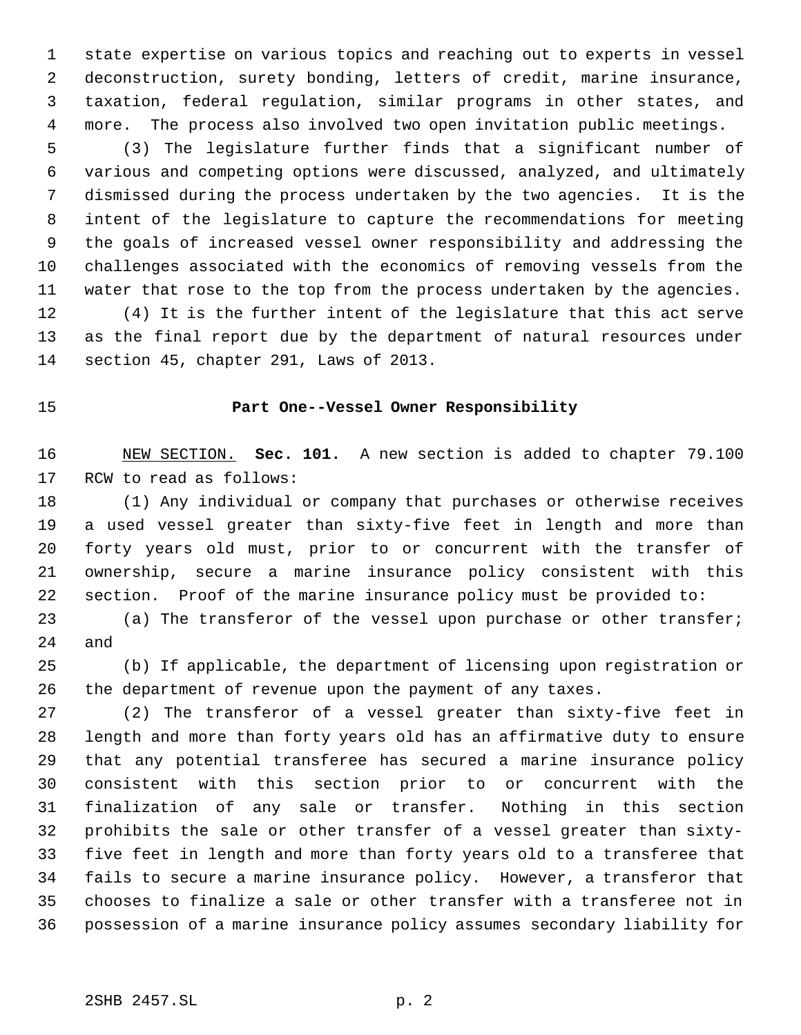state expertise on various topics and reaching out to experts in vessel deconstruction, surety bonding, letters of credit, marine insurance, taxation, federal regulation, similar programs in other states, and more. The process also involved two open invitation public meetings.

(3) The legislature further finds that a significant number of various and competing options were discussed, analyzed, and ultimately dismissed during the process undertaken by the two agencies. It is the intent of the legislature to capture the recommendations for meeting the goals of increased vessel owner responsibility and addressing the challenges associated with the economics of removing vessels from the water that rose to the top from the process undertaken by the agencies.

(4) It is the further intent of the legislature that this act serve as the final report due by the department of natural resources under section 45, chapter 291, Laws of 2013.

## Part One--Vessel Owner Responsibility

NEW SECTION. **Sec. 101.** A new section is added to chapter 79.100 RCW to read as follows:

(1) Any individual or company that purchases or otherwise receives a used vessel greater than sixty-five feet in length and more than forty years old must, prior to or concurrent with the transfer of ownership, secure a marine insurance policy consistent with this section. Proof of the marine insurance policy must be provided to:

(a) The transferor of the vessel upon purchase or other transfer; and

(b) If applicable, the department of licensing upon registration or the department of revenue upon the payment of any taxes.

(2) The transferor of a vessel greater than sixty-five feet in length and more than forty years old has an affirmative duty to ensure that any potential transferee has secured a marine insurance policy consistent with this section prior to or concurrent with the finalization of any sale or transfer. Nothing in this section prohibits the sale or other transfer of a vessel greater than sixty-five feet in length and more than forty years old to a transferee that fails to secure a marine insurance policy. However, a transferor that chooses to finalize a sale or other transfer with a transferee not in possession of a marine insurance policy assumes secondary liability for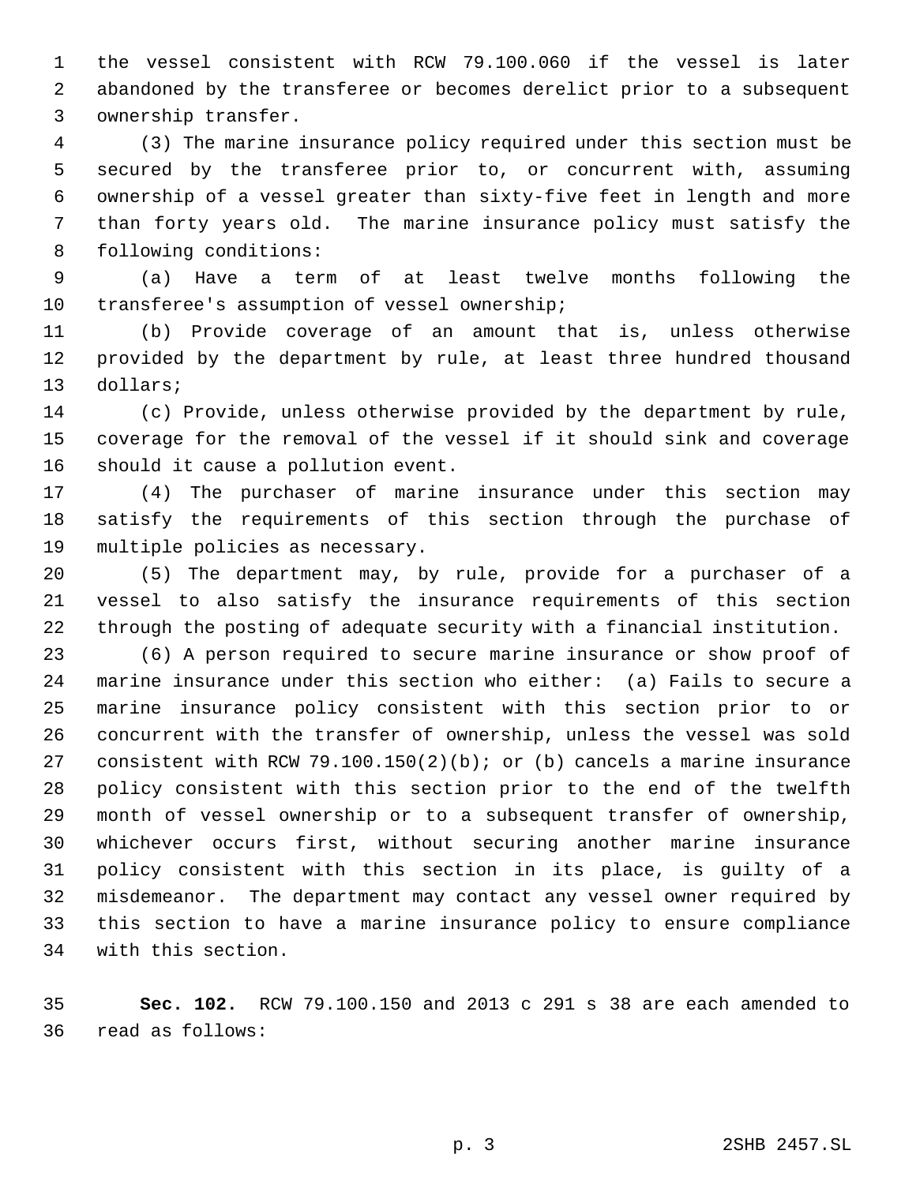the vessel consistent with RCW 79.100.060 if the vessel is later abandoned by the transferee or becomes derelict prior to a subsequent ownership transfer.

(3) The marine insurance policy required under this section must be secured by the transferee prior to, or concurrent with, assuming ownership of a vessel greater than sixty-five feet in length and more than forty years old. The marine insurance policy must satisfy the following conditions:

(a) Have a term of at least twelve months following the transferee's assumption of vessel ownership;

(b) Provide coverage of an amount that is, unless otherwise provided by the department by rule, at least three hundred thousand dollars;

(c) Provide, unless otherwise provided by the department by rule, coverage for the removal of the vessel if it should sink and coverage should it cause a pollution event.

(4) The purchaser of marine insurance under this section may satisfy the requirements of this section through the purchase of multiple policies as necessary.

(5) The department may, by rule, provide for a purchaser of a vessel to also satisfy the insurance requirements of this section through the posting of adequate security with a financial institution.

(6) A person required to secure marine insurance or show proof of marine insurance under this section who either: (a) Fails to secure a marine insurance policy consistent with this section prior to or concurrent with the transfer of ownership, unless the vessel was sold consistent with RCW 79.100.150(2)(b); or (b) cancels a marine insurance policy consistent with this section prior to the end of the twelfth month of vessel ownership or to a subsequent transfer of ownership, whichever occurs first, without securing another marine insurance policy consistent with this section in its place, is guilty of a misdemeanor. The department may contact any vessel owner required by this section to have a marine insurance policy to ensure compliance with this section.

**Sec. 102.** RCW 79.100.150 and 2013 c 291 s 38 are each amended to read as follows: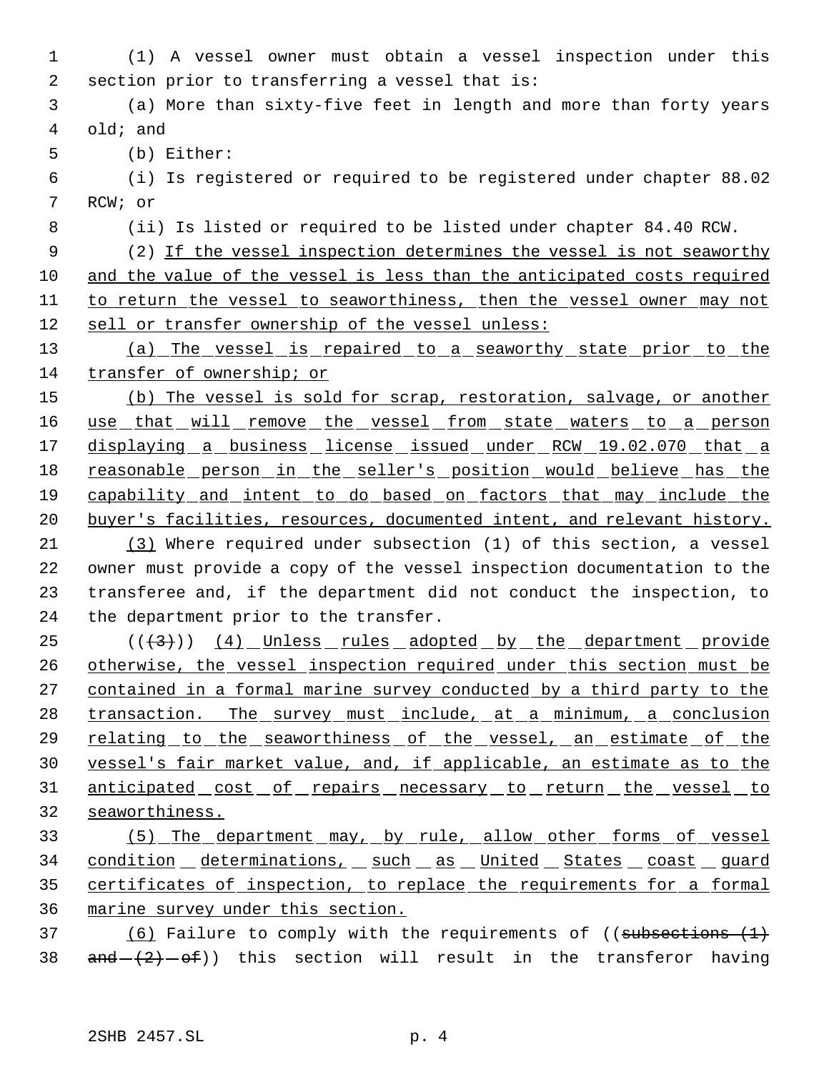(1) A vessel owner must obtain a vessel inspection under this section prior to transferring a vessel that is:

(a) More than sixty-five feet in length and more than forty years old; and

(b) Either:

(i) Is registered or required to be registered under chapter 88.02 RCW; or

(ii) Is listed or required to be listed under chapter 84.40 RCW.

(2) If the vessel inspection determines the vessel is not seaworthy and the value of the vessel is less than the anticipated costs required to return the vessel to seaworthiness, then the vessel owner may not sell or transfer ownership of the vessel unless:

(a) The vessel is repaired to a seaworthy state prior to the transfer of ownership; or

(b) The vessel is sold for scrap, restoration, salvage, or another use that will remove the vessel from state waters to a person displaying a business license issued under RCW 19.02.070 that a reasonable person in the seller's position would believe has the capability and intent to do based on factors that may include the buyer's facilities, resources, documented intent, and relevant history.

(3) Where required under subsection (1) of this section, a vessel owner must provide a copy of the vessel inspection documentation to the transferee and, if the department did not conduct the inspection, to the department prior to the transfer.

(((3))) (4) Unless rules adopted by the department provide otherwise, the vessel inspection required under this section must be contained in a formal marine survey conducted by a third party to the transaction. The survey must include, at a minimum, a conclusion relating to the seaworthiness of the vessel, an estimate of the vessel's fair market value, and, if applicable, an estimate as to the anticipated cost of repairs necessary to return the vessel to seaworthiness.

(5) The department may, by rule, allow other forms of vessel condition determinations, such as United States coast guard certificates of inspection, to replace the requirements for a formal marine survey under this section.

(6) Failure to comply with the requirements of ((~~subsections (1) and (2) of~~)) this section will result in the transferor having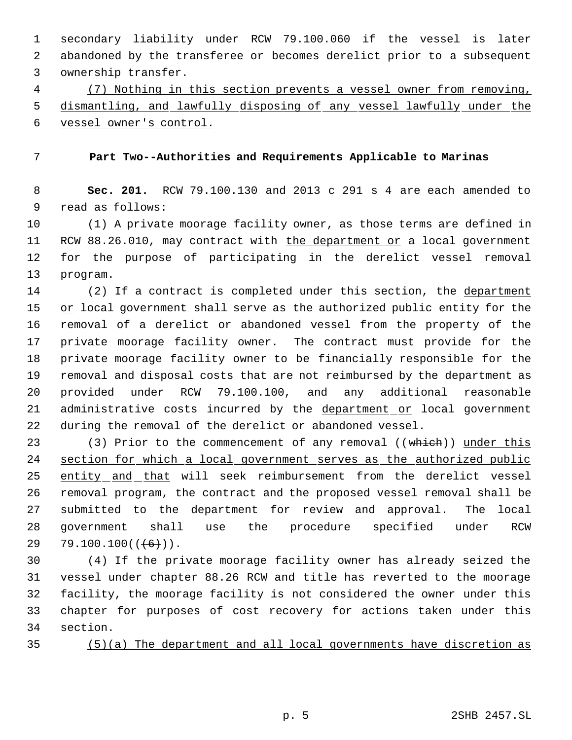secondary liability under RCW 79.100.060 if the vessel is later abandoned by the transferee or becomes derelict prior to a subsequent ownership transfer.

(7) Nothing in this section prevents a vessel owner from removing, dismantling, and lawfully disposing of any vessel lawfully under the vessel owner's control.

**Part Two--Authorities and Requirements Applicable to Marinas**

**Sec. 201.** RCW 79.100.130 and 2013 c 291 s 4 are each amended to read as follows:

(1) A private moorage facility owner, as those terms are defined in RCW 88.26.010, may contract with the department or a local government for the purpose of participating in the derelict vessel removal program.

(2) If a contract is completed under this section, the department or local government shall serve as the authorized public entity for the removal of a derelict or abandoned vessel from the property of the private moorage facility owner. The contract must provide for the private moorage facility owner to be financially responsible for the removal and disposal costs that are not reimbursed by the department as provided under RCW 79.100.100, and any additional reasonable administrative costs incurred by the department or local government during the removal of the derelict or abandoned vessel.

(3) Prior to the commencement of any removal ((which)) under this section for which a local government serves as the authorized public entity and that will seek reimbursement from the derelict vessel removal program, the contract and the proposed vessel removal shall be submitted to the department for review and approval. The local government shall use the procedure specified under RCW 79.100.100(((6))).

(4) If the private moorage facility owner has already seized the vessel under chapter 88.26 RCW and title has reverted to the moorage facility, the moorage facility is not considered the owner under this chapter for purposes of cost recovery for actions taken under this section.

(5)(a) The department and all local governments have discretion as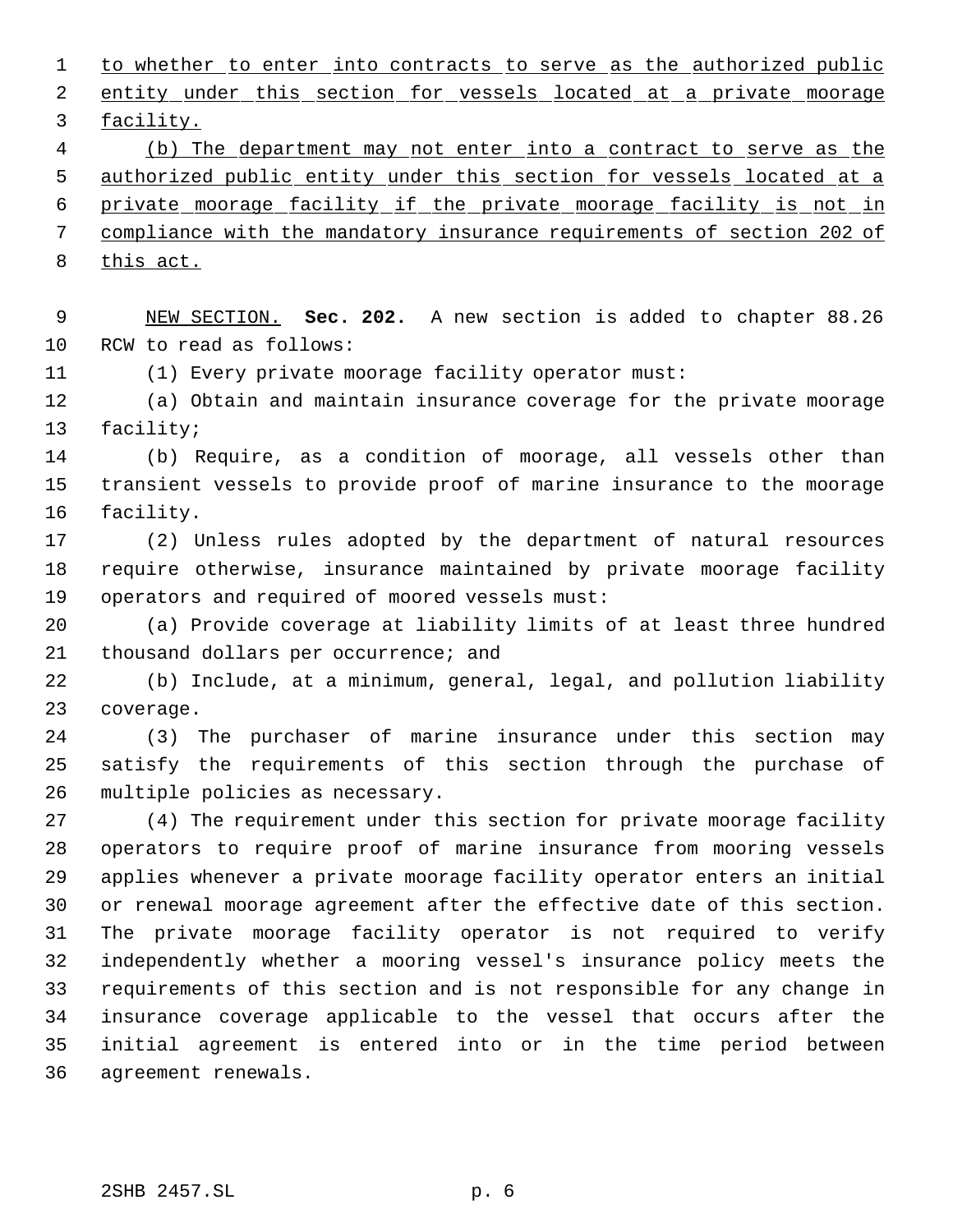to whether to enter into contracts to serve as the authorized public entity under this section for vessels located at a private moorage facility.

(b) The department may not enter into a contract to serve as the authorized public entity under this section for vessels located at a private moorage facility if the private moorage facility is not in compliance with the mandatory insurance requirements of section 202 of this act.

NEW SECTION. **Sec. 202.** A new section is added to chapter 88.26 RCW to read as follows:

(1) Every private moorage facility operator must:

(a) Obtain and maintain insurance coverage for the private moorage facility;

(b) Require, as a condition of moorage, all vessels other than transient vessels to provide proof of marine insurance to the moorage facility.

(2) Unless rules adopted by the department of natural resources require otherwise, insurance maintained by private moorage facility operators and required of moored vessels must:

(a) Provide coverage at liability limits of at least three hundred thousand dollars per occurrence; and

(b) Include, at a minimum, general, legal, and pollution liability coverage.

(3) The purchaser of marine insurance under this section may satisfy the requirements of this section through the purchase of multiple policies as necessary.

(4) The requirement under this section for private moorage facility operators to require proof of marine insurance from mooring vessels applies whenever a private moorage facility operator enters an initial or renewal moorage agreement after the effective date of this section. The private moorage facility operator is not required to verify independently whether a mooring vessel's insurance policy meets the requirements of this section and is not responsible for any change in insurance coverage applicable to the vessel that occurs after the initial agreement is entered into or in the time period between agreement renewals.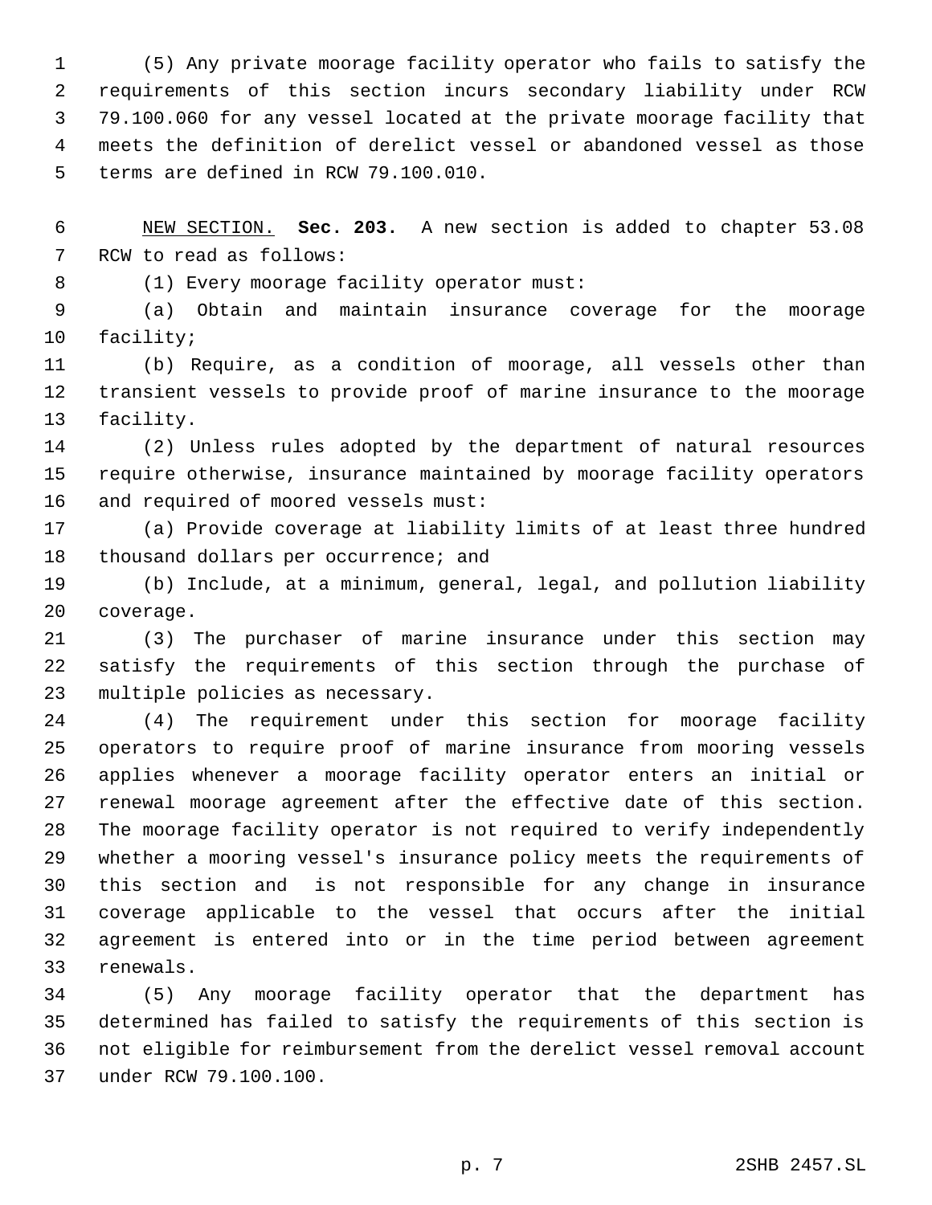(5) Any private moorage facility operator who fails to satisfy the requirements of this section incurs secondary liability under RCW 79.100.060 for any vessel located at the private moorage facility that meets the definition of derelict vessel or abandoned vessel as those terms are defined in RCW 79.100.010.

NEW SECTION. **Sec. 203.** A new section is added to chapter 53.08 RCW to read as follows:

(1) Every moorage facility operator must:

(a) Obtain and maintain insurance coverage for the moorage facility;

(b) Require, as a condition of moorage, all vessels other than transient vessels to provide proof of marine insurance to the moorage facility.

(2) Unless rules adopted by the department of natural resources require otherwise, insurance maintained by moorage facility operators and required of moored vessels must:

(a) Provide coverage at liability limits of at least three hundred thousand dollars per occurrence; and

(b) Include, at a minimum, general, legal, and pollution liability coverage.

(3) The purchaser of marine insurance under this section may satisfy the requirements of this section through the purchase of multiple policies as necessary.

(4) The requirement under this section for moorage facility operators to require proof of marine insurance from mooring vessels applies whenever a moorage facility operator enters an initial or renewal moorage agreement after the effective date of this section. The moorage facility operator is not required to verify independently whether a mooring vessel's insurance policy meets the requirements of this section and is not responsible for any change in insurance coverage applicable to the vessel that occurs after the initial agreement is entered into or in the time period between agreement renewals.

(5) Any moorage facility operator that the department has determined has failed to satisfy the requirements of this section is not eligible for reimbursement from the derelict vessel removal account under RCW 79.100.100.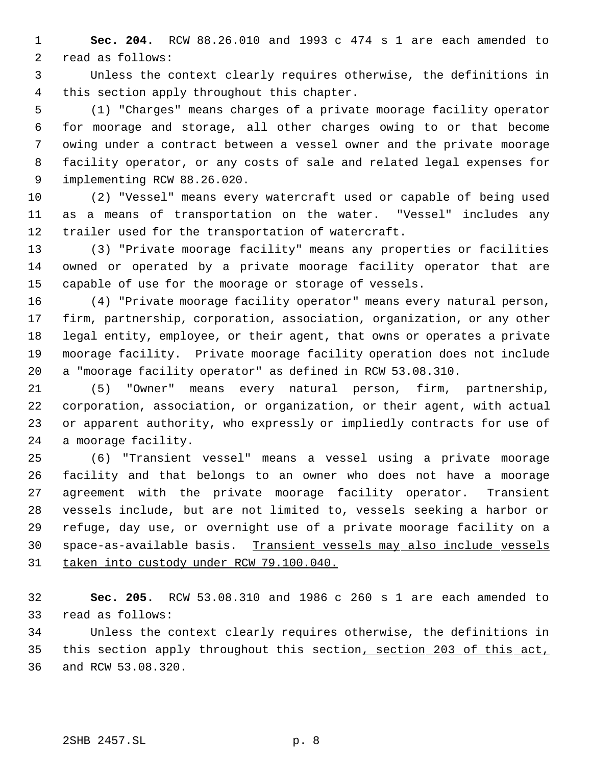**Sec. 204.** RCW 88.26.010 and 1993 c 474 s 1 are each amended to read as follows:

Unless the context clearly requires otherwise, the definitions in this section apply throughout this chapter.

(1) "Charges" means charges of a private moorage facility operator for moorage and storage, all other charges owing to or that become owing under a contract between a vessel owner and the private moorage facility operator, or any costs of sale and related legal expenses for implementing RCW 88.26.020.

(2) "Vessel" means every watercraft used or capable of being used as a means of transportation on the water. "Vessel" includes any trailer used for the transportation of watercraft.

(3) "Private moorage facility" means any properties or facilities owned or operated by a private moorage facility operator that are capable of use for the moorage or storage of vessels.

(4) "Private moorage facility operator" means every natural person, firm, partnership, corporation, association, organization, or any other legal entity, employee, or their agent, that owns or operates a private moorage facility. Private moorage facility operation does not include a "moorage facility operator" as defined in RCW 53.08.310.

(5) "Owner" means every natural person, firm, partnership, corporation, association, or organization, or their agent, with actual or apparent authority, who expressly or impliedly contracts for use of a moorage facility.

(6) "Transient vessel" means a vessel using a private moorage facility and that belongs to an owner who does not have a moorage agreement with the private moorage facility operator. Transient vessels include, but are not limited to, vessels seeking a harbor or refuge, day use, or overnight use of a private moorage facility on a space-as-available basis. <u>Transient vessels may also include vessels taken into custody under RCW 79.100.040.</u>

**Sec. 205.** RCW 53.08.310 and 1986 c 260 s 1 are each amended to read as follows:

Unless the context clearly requires otherwise, the definitions in this section apply throughout this section<u>, section 203 of this act,</u> and RCW 53.08.320.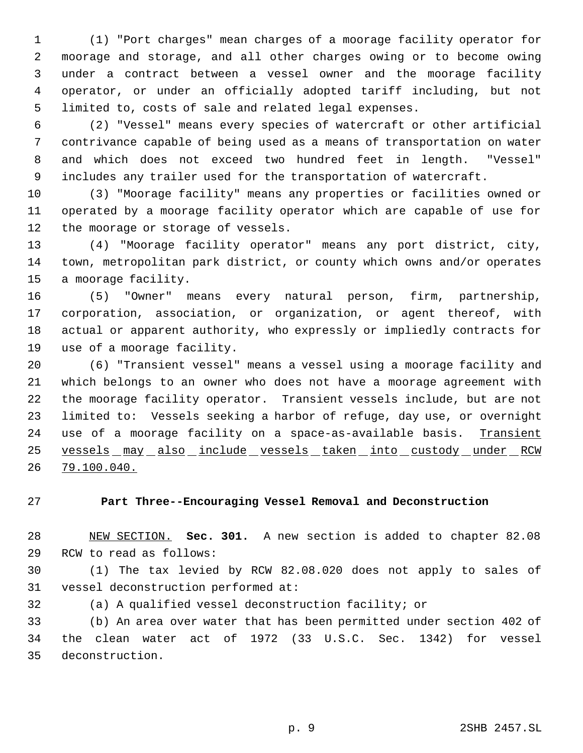(1) "Port charges" mean charges of a moorage facility operator for moorage and storage, and all other charges owing or to become owing under a contract between a vessel owner and the moorage facility operator, or under an officially adopted tariff including, but not limited to, costs of sale and related legal expenses.

(2) "Vessel" means every species of watercraft or other artificial contrivance capable of being used as a means of transportation on water and which does not exceed two hundred feet in length. "Vessel" includes any trailer used for the transportation of watercraft.

(3) "Moorage facility" means any properties or facilities owned or operated by a moorage facility operator which are capable of use for the moorage or storage of vessels.

(4) "Moorage facility operator" means any port district, city, town, metropolitan park district, or county which owns and/or operates a moorage facility.

(5) "Owner" means every natural person, firm, partnership, corporation, association, or organization, or agent thereof, with actual or apparent authority, who expressly or impliedly contracts for use of a moorage facility.

(6) "Transient vessel" means a vessel using a moorage facility and which belongs to an owner who does not have a moorage agreement with the moorage facility operator. Transient vessels include, but are not limited to: Vessels seeking a harbor of refuge, day use, or overnight use of a moorage facility on a space-as-available basis. Transient vessels may also include vessels taken into custody under RCW 79.100.040.

## Part Three--Encouraging Vessel Removal and Deconstruction

NEW SECTION. **Sec. 301.** A new section is added to chapter 82.08 RCW to read as follows:

(1) The tax levied by RCW 82.08.020 does not apply to sales of vessel deconstruction performed at:

(a) A qualified vessel deconstruction facility; or

(b) An area over water that has been permitted under section 402 of the clean water act of 1972 (33 U.S.C. Sec. 1342) for vessel deconstruction.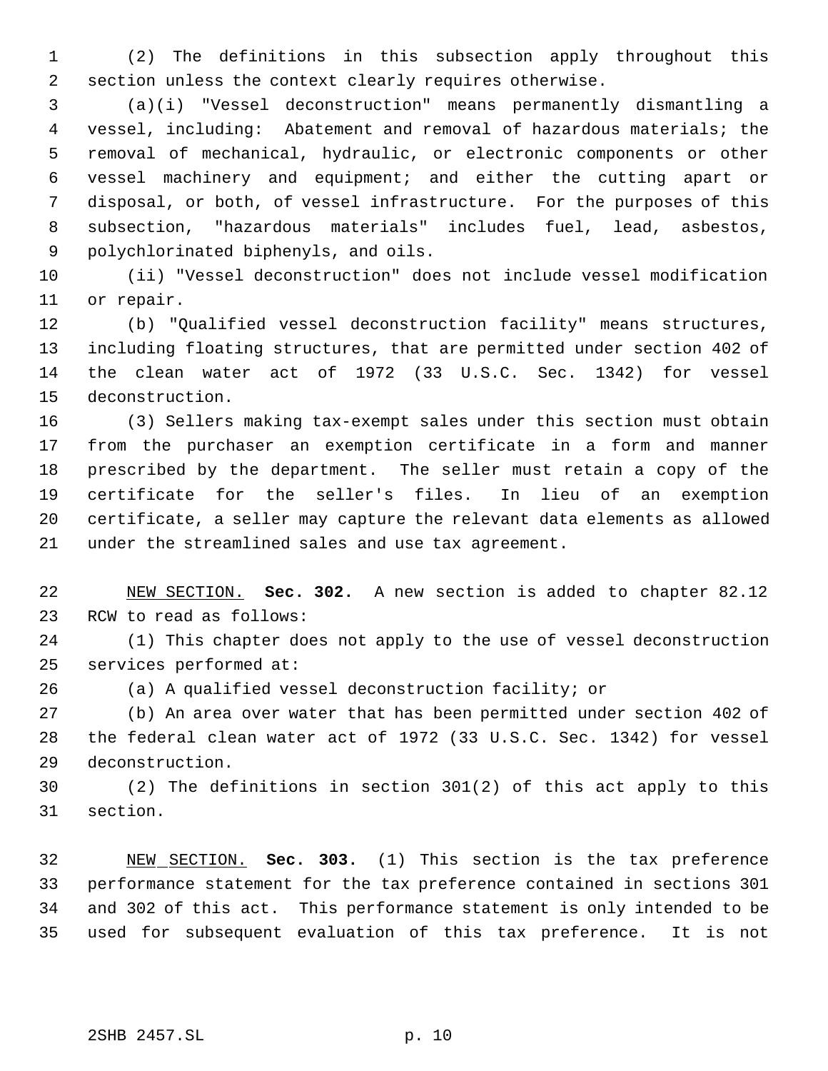(2) The definitions in this subsection apply throughout this section unless the context clearly requires otherwise.

(a)(i) "Vessel deconstruction" means permanently dismantling a vessel, including: Abatement and removal of hazardous materials; the removal of mechanical, hydraulic, or electronic components or other vessel machinery and equipment; and either the cutting apart or disposal, or both, of vessel infrastructure. For the purposes of this subsection, "hazardous materials" includes fuel, lead, asbestos, polychlorinated biphenyls, and oils.

(ii) "Vessel deconstruction" does not include vessel modification or repair.

(b) "Qualified vessel deconstruction facility" means structures, including floating structures, that are permitted under section 402 of the clean water act of 1972 (33 U.S.C. Sec. 1342) for vessel deconstruction.

(3) Sellers making tax-exempt sales under this section must obtain from the purchaser an exemption certificate in a form and manner prescribed by the department. The seller must retain a copy of the certificate for the seller's files. In lieu of an exemption certificate, a seller may capture the relevant data elements as allowed under the streamlined sales and use tax agreement.

NEW SECTION. **Sec. 302.** A new section is added to chapter 82.12 RCW to read as follows:

(1) This chapter does not apply to the use of vessel deconstruction services performed at:

(a) A qualified vessel deconstruction facility; or

(b) An area over water that has been permitted under section 402 of the federal clean water act of 1972 (33 U.S.C. Sec. 1342) for vessel deconstruction.

(2) The definitions in section 301(2) of this act apply to this section.

NEW SECTION. **Sec. 303.** (1) This section is the tax preference performance statement for the tax preference contained in sections 301 and 302 of this act. This performance statement is only intended to be used for subsequent evaluation of this tax preference. It is not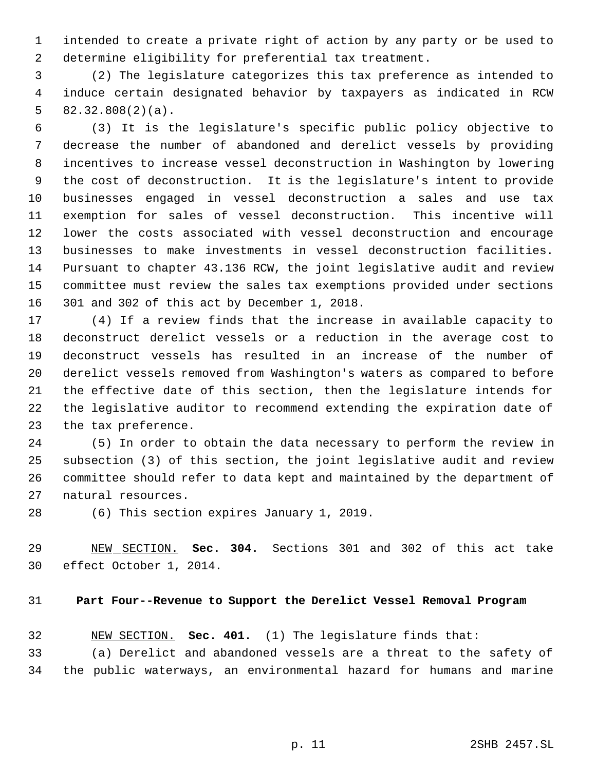intended to create a private right of action by any party or be used to determine eligibility for preferential tax treatment.

(2) The legislature categorizes this tax preference as intended to induce certain designated behavior by taxpayers as indicated in RCW 82.32.808(2)(a).

(3) It is the legislature's specific public policy objective to decrease the number of abandoned and derelict vessels by providing incentives to increase vessel deconstruction in Washington by lowering the cost of deconstruction. It is the legislature's intent to provide businesses engaged in vessel deconstruction a sales and use tax exemption for sales of vessel deconstruction. This incentive will lower the costs associated with vessel deconstruction and encourage businesses to make investments in vessel deconstruction facilities. Pursuant to chapter 43.136 RCW, the joint legislative audit and review committee must review the sales tax exemptions provided under sections 301 and 302 of this act by December 1, 2018.

(4) If a review finds that the increase in available capacity to deconstruct derelict vessels or a reduction in the average cost to deconstruct vessels has resulted in an increase of the number of derelict vessels removed from Washington's waters as compared to before the effective date of this section, then the legislature intends for the legislative auditor to recommend extending the expiration date of the tax preference.

(5) In order to obtain the data necessary to perform the review in subsection (3) of this section, the joint legislative audit and review committee should refer to data kept and maintained by the department of natural resources.

(6) This section expires January 1, 2019.

NEW SECTION. **Sec. 304.** Sections 301 and 302 of this act take effect October 1, 2014.

## Part Four--Revenue to Support the Derelict Vessel Removal Program

NEW SECTION. **Sec. 401.** (1) The legislature finds that:

(a) Derelict and abandoned vessels are a threat to the safety of the public waterways, an environmental hazard for humans and marine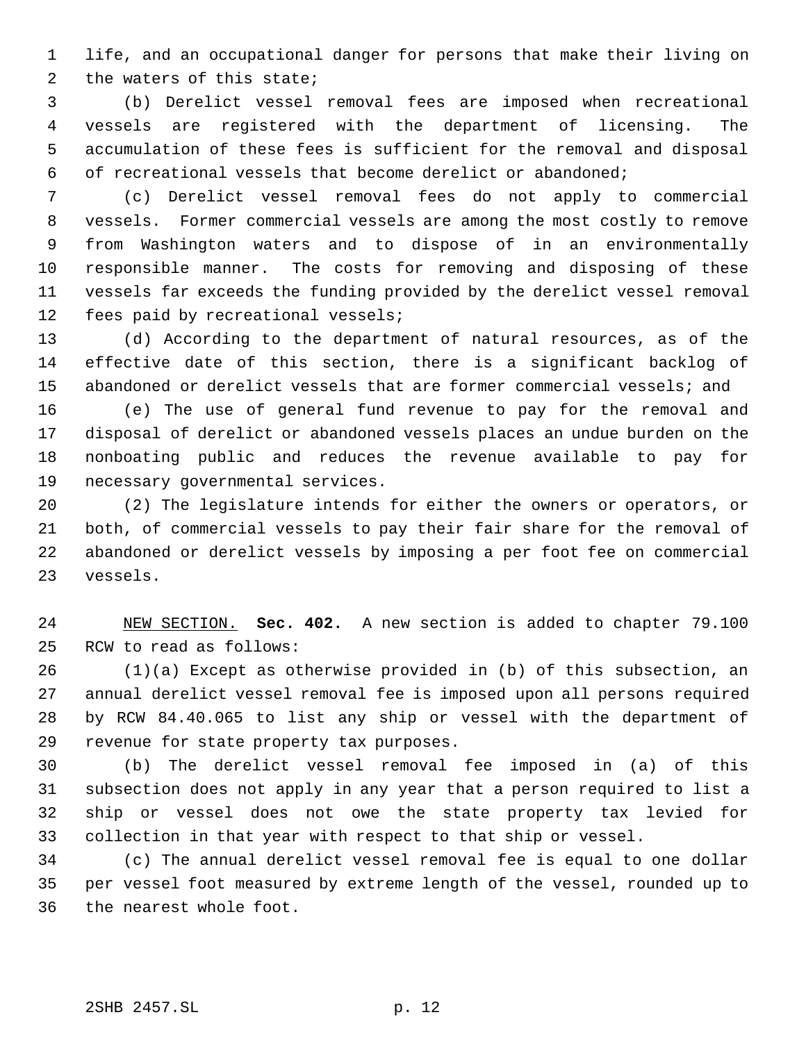life, and an occupational danger for persons that make their living on the waters of this state;

(b) Derelict vessel removal fees are imposed when recreational vessels are registered with the department of licensing. The accumulation of these fees is sufficient for the removal and disposal of recreational vessels that become derelict or abandoned;

(c) Derelict vessel removal fees do not apply to commercial vessels. Former commercial vessels are among the most costly to remove from Washington waters and to dispose of in an environmentally responsible manner. The costs for removing and disposing of these vessels far exceeds the funding provided by the derelict vessel removal fees paid by recreational vessels;

(d) According to the department of natural resources, as of the effective date of this section, there is a significant backlog of abandoned or derelict vessels that are former commercial vessels; and

(e) The use of general fund revenue to pay for the removal and disposal of derelict or abandoned vessels places an undue burden on the nonboating public and reduces the revenue available to pay for necessary governmental services.

(2) The legislature intends for either the owners or operators, or both, of commercial vessels to pay their fair share for the removal of abandoned or derelict vessels by imposing a per foot fee on commercial vessels.

NEW SECTION. **Sec. 402.** A new section is added to chapter 79.100 RCW to read as follows:

(1)(a) Except as otherwise provided in (b) of this subsection, an annual derelict vessel removal fee is imposed upon all persons required by RCW 84.40.065 to list any ship or vessel with the department of revenue for state property tax purposes.

(b) The derelict vessel removal fee imposed in (a) of this subsection does not apply in any year that a person required to list a ship or vessel does not owe the state property tax levied for collection in that year with respect to that ship or vessel.

(c) The annual derelict vessel removal fee is equal to one dollar per vessel foot measured by extreme length of the vessel, rounded up to the nearest whole foot.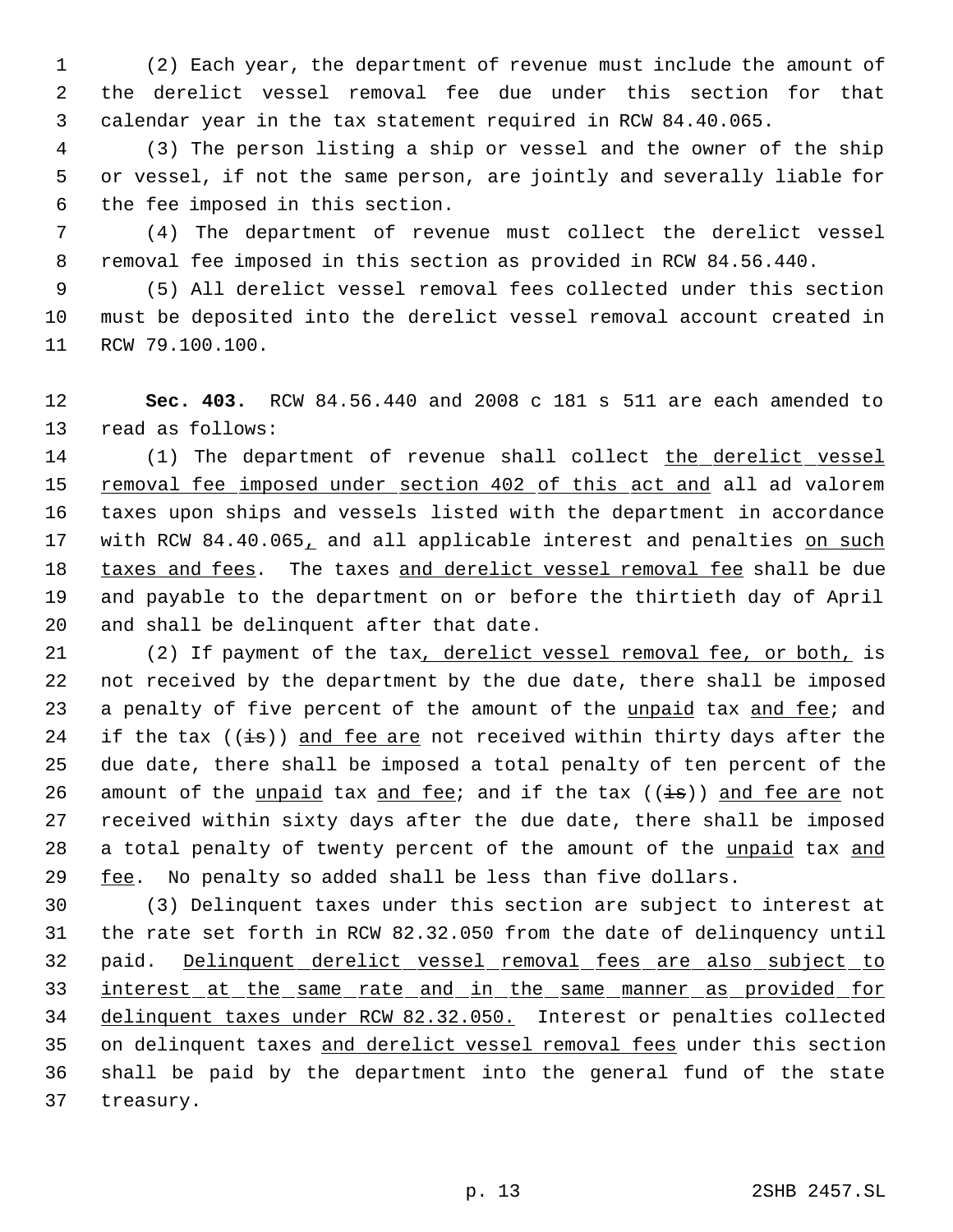(2) Each year, the department of revenue must include the amount of the derelict vessel removal fee due under this section for that calendar year in the tax statement required in RCW 84.40.065.

(3) The person listing a ship or vessel and the owner of the ship or vessel, if not the same person, are jointly and severally liable for the fee imposed in this section.

(4) The department of revenue must collect the derelict vessel removal fee imposed in this section as provided in RCW 84.56.440.

(5) All derelict vessel removal fees collected under this section must be deposited into the derelict vessel removal account created in RCW 79.100.100.

**Sec. 403.** RCW 84.56.440 and 2008 c 181 s 511 are each amended to read as follows:

(1) The department of revenue shall collect <u>the derelict vessel removal fee imposed under section 402 of this act and</u> all ad valorem taxes upon ships and vessels listed with the department in accordance with RCW 84.40.065<u>,</u> and all applicable interest and penalties <u>on such taxes and fees</u>. The taxes <u>and derelict vessel removal fee</u> shall be due and payable to the department on or before the thirtieth day of April and shall be delinquent after that date.

(2) If payment of the tax<u>, derelict vessel removal fee, or both,</u> is not received by the department by the due date, there shall be imposed a penalty of five percent of the amount of the <u>unpaid</u> tax <u>and fee</u>; and if the tax ((~~is~~)) <u>and fee are</u> not received within thirty days after the due date, there shall be imposed a total penalty of ten percent of the amount of the <u>unpaid</u> tax <u>and fee</u>; and if the tax ((~~is~~)) <u>and fee are</u> not received within sixty days after the due date, there shall be imposed a total penalty of twenty percent of the amount of the <u>unpaid</u> tax <u>and fee</u>. No penalty so added shall be less than five dollars.

(3) Delinquent taxes under this section are subject to interest at the rate set forth in RCW 82.32.050 from the date of delinquency until paid. <u>Delinquent derelict vessel removal fees are also subject to interest at the same rate and in the same manner as provided for delinquent taxes under RCW 82.32.050.</u> Interest or penalties collected on delinquent taxes <u>and derelict vessel removal fees</u> under this section shall be paid by the department into the general fund of the state treasury.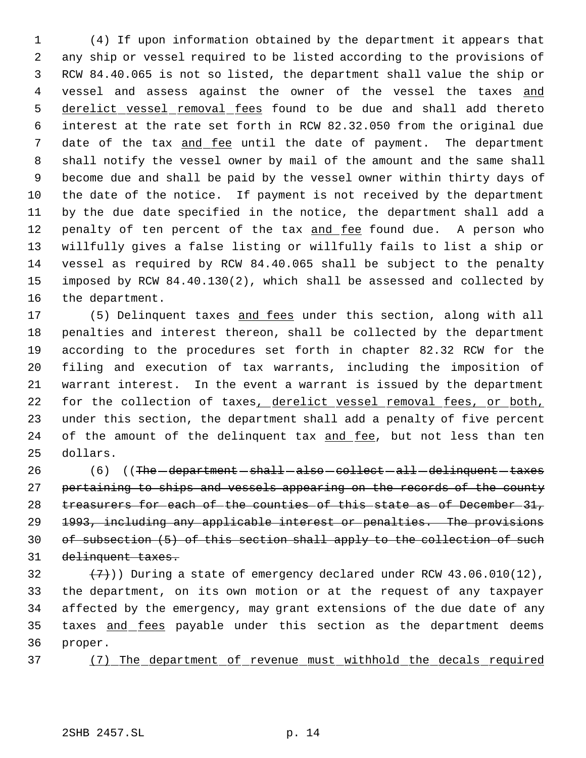(4) If upon information obtained by the department it appears that any ship or vessel required to be listed according to the provisions of RCW 84.40.065 is not so listed, the department shall value the ship or vessel and assess against the owner of the vessel the taxes and derelict vessel removal fees found to be due and shall add thereto interest at the rate set forth in RCW 82.32.050 from the original due date of the tax and fee until the date of payment. The department shall notify the vessel owner by mail of the amount and the same shall become due and shall be paid by the vessel owner within thirty days of the date of the notice. If payment is not received by the department by the due date specified in the notice, the department shall add a penalty of ten percent of the tax and fee found due. A person who willfully gives a false listing or willfully fails to list a ship or vessel as required by RCW 84.40.065 shall be subject to the penalty imposed by RCW 84.40.130(2), which shall be assessed and collected by the department.

(5) Delinquent taxes and fees under this section, along with all penalties and interest thereon, shall be collected by the department according to the procedures set forth in chapter 82.32 RCW for the filing and execution of tax warrants, including the imposition of warrant interest. In the event a warrant is issued by the department for the collection of taxes, derelict vessel removal fees, or both, under this section, the department shall add a penalty of five percent of the amount of the delinquent tax and fee, but not less than ten dollars.

(6) ((~~The department shall also collect all delinquent taxes pertaining to ships and vessels appearing on the records of the county treasurers for each of the counties of this state as of December 31, 1993, including any applicable interest or penalties. The provisions of subsection (5) of this section shall apply to the collection of such delinquent taxes.~~

~~(7)~~)) During a state of emergency declared under RCW 43.06.010(12), the department, on its own motion or at the request of any taxpayer affected by the emergency, may grant extensions of the due date of any taxes and fees payable under this section as the department deems proper.

(7) The department of revenue must withhold the decals required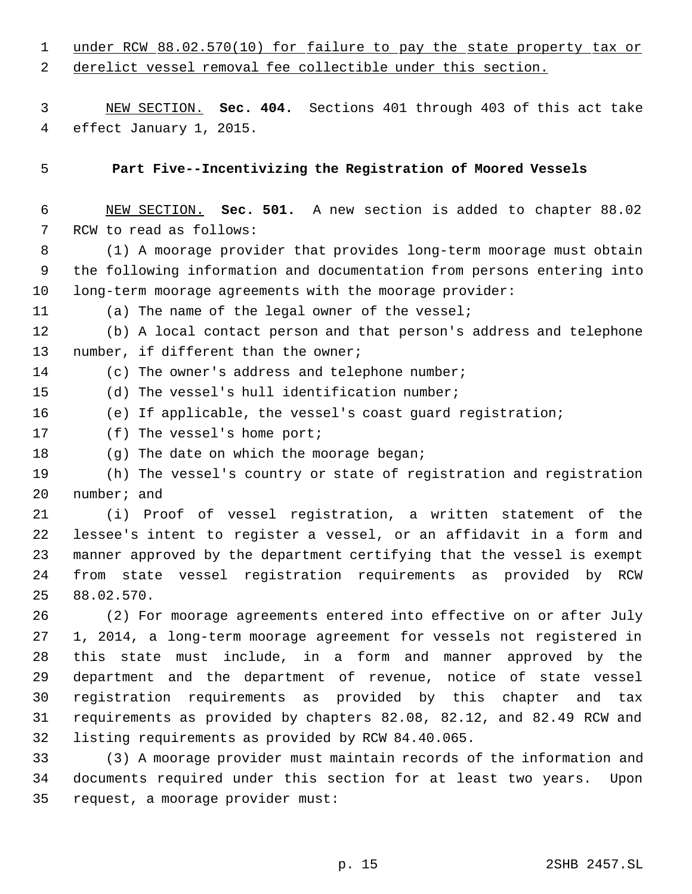under RCW 88.02.570(10) for failure to pay the state property tax or derelict vessel removal fee collectible under this section.

NEW SECTION. **Sec. 404.** Sections 401 through 403 of this act take effect January 1, 2015.

**Part Five--Incentivizing the Registration of Moored Vessels**

NEW SECTION. **Sec. 501.** A new section is added to chapter 88.02 RCW to read as follows:

(1) A moorage provider that provides long-term moorage must obtain the following information and documentation from persons entering into long-term moorage agreements with the moorage provider:

(a) The name of the legal owner of the vessel;

(b) A local contact person and that person's address and telephone number, if different than the owner;

(c) The owner's address and telephone number;

(d) The vessel's hull identification number;

(e) If applicable, the vessel's coast guard registration;

(f) The vessel's home port;

(g) The date on which the moorage began;

(h) The vessel's country or state of registration and registration number; and

(i) Proof of vessel registration, a written statement of the lessee's intent to register a vessel, or an affidavit in a form and manner approved by the department certifying that the vessel is exempt from state vessel registration requirements as provided by RCW 88.02.570.

(2) For moorage agreements entered into effective on or after July 1, 2014, a long-term moorage agreement for vessels not registered in this state must include, in a form and manner approved by the department and the department of revenue, notice of state vessel registration requirements as provided by this chapter and tax requirements as provided by chapters 82.08, 82.12, and 82.49 RCW and listing requirements as provided by RCW 84.40.065.

(3) A moorage provider must maintain records of the information and documents required under this section for at least two years. Upon request, a moorage provider must: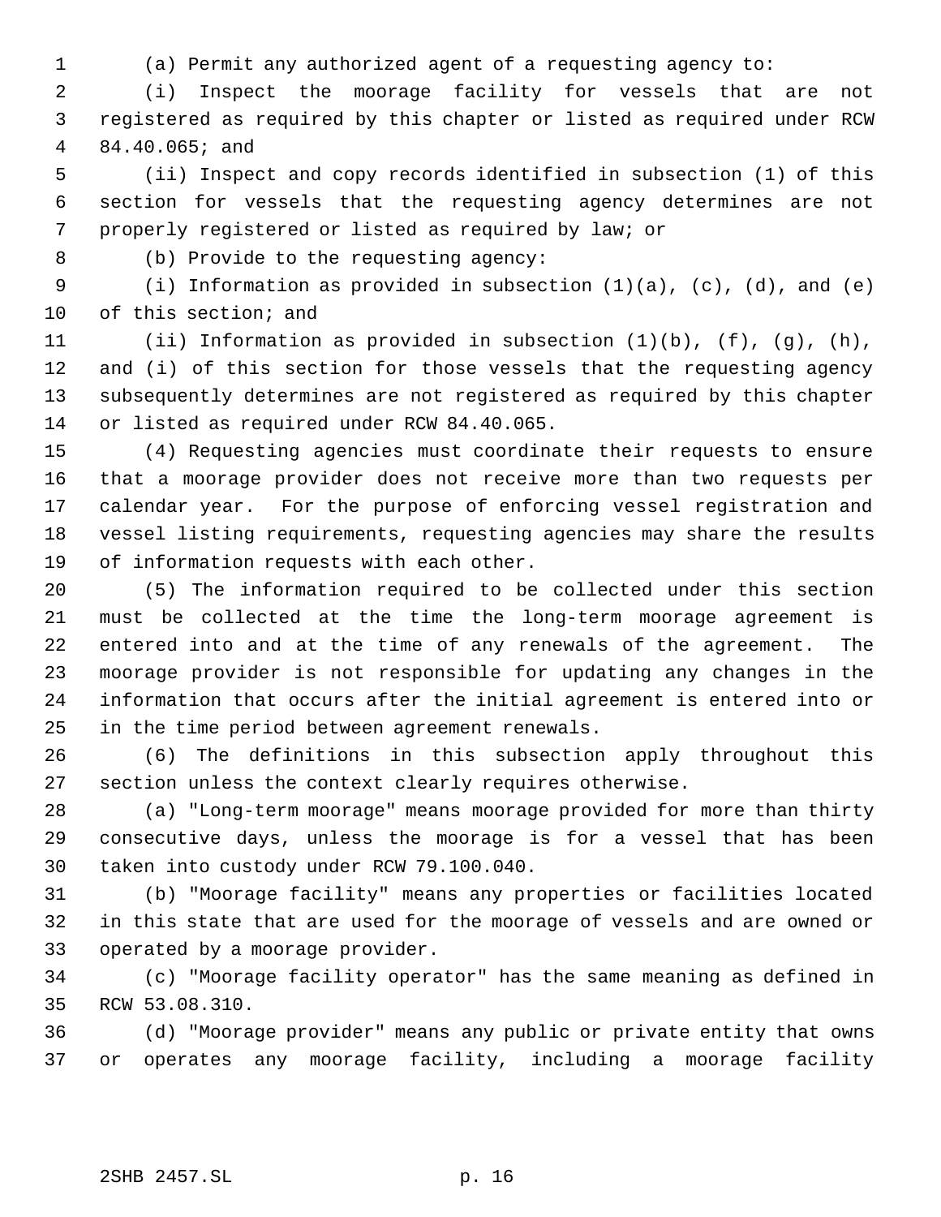(a) Permit any authorized agent of a requesting agency to:

(i) Inspect the moorage facility for vessels that are not registered as required by this chapter or listed as required under RCW 84.40.065; and

(ii) Inspect and copy records identified in subsection (1) of this section for vessels that the requesting agency determines are not properly registered or listed as required by law; or

(b) Provide to the requesting agency:

(i) Information as provided in subsection (1)(a), (c), (d), and (e) of this section; and

(ii) Information as provided in subsection (1)(b), (f), (g), (h), and (i) of this section for those vessels that the requesting agency subsequently determines are not registered as required by this chapter or listed as required under RCW 84.40.065.

(4) Requesting agencies must coordinate their requests to ensure that a moorage provider does not receive more than two requests per calendar year. For the purpose of enforcing vessel registration and vessel listing requirements, requesting agencies may share the results of information requests with each other.

(5) The information required to be collected under this section must be collected at the time the long-term moorage agreement is entered into and at the time of any renewals of the agreement. The moorage provider is not responsible for updating any changes in the information that occurs after the initial agreement is entered into or in the time period between agreement renewals.

(6) The definitions in this subsection apply throughout this section unless the context clearly requires otherwise.

(a) "Long-term moorage" means moorage provided for more than thirty consecutive days, unless the moorage is for a vessel that has been taken into custody under RCW 79.100.040.

(b) "Moorage facility" means any properties or facilities located in this state that are used for the moorage of vessels and are owned or operated by a moorage provider.

(c) "Moorage facility operator" has the same meaning as defined in RCW 53.08.310.

(d) "Moorage provider" means any public or private entity that owns or operates any moorage facility, including a moorage facility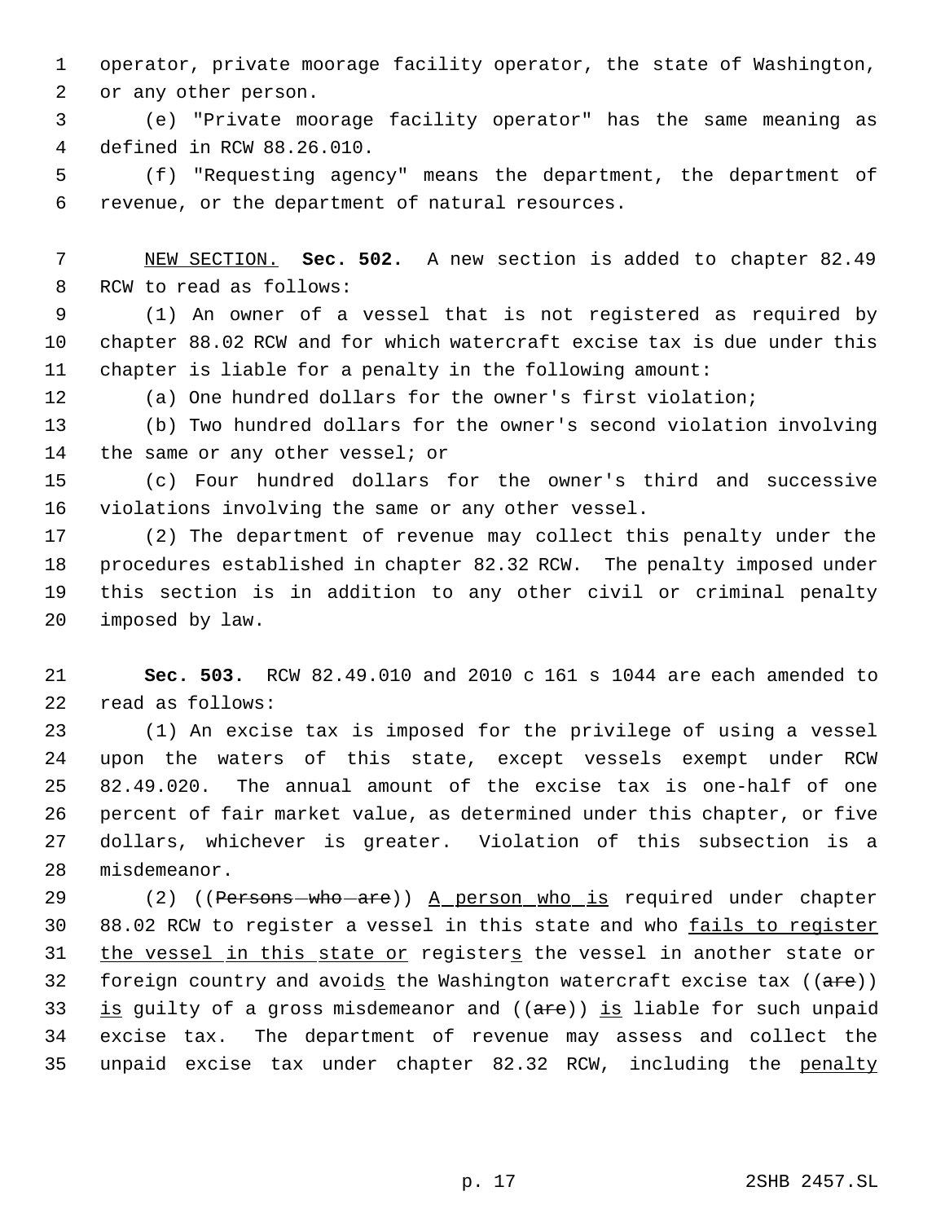operator, private moorage facility operator, the state of Washington, or any other person.

(e) "Private moorage facility operator" has the same meaning as defined in RCW 88.26.010.

(f) "Requesting agency" means the department, the department of revenue, or the department of natural resources.

NEW SECTION. **Sec. 502.** A new section is added to chapter 82.49 RCW to read as follows:

(1) An owner of a vessel that is not registered as required by chapter 88.02 RCW and for which watercraft excise tax is due under this chapter is liable for a penalty in the following amount:

(a) One hundred dollars for the owner's first violation;

(b) Two hundred dollars for the owner's second violation involving the same or any other vessel; or

(c) Four hundred dollars for the owner's third and successive violations involving the same or any other vessel.

(2) The department of revenue may collect this penalty under the procedures established in chapter 82.32 RCW. The penalty imposed under this section is in addition to any other civil or criminal penalty imposed by law.

**Sec. 503.** RCW 82.49.010 and 2010 c 161 s 1044 are each amended to read as follows:

(1) An excise tax is imposed for the privilege of using a vessel upon the waters of this state, except vessels exempt under RCW 82.49.020. The annual amount of the excise tax is one-half of one percent of fair market value, as determined under this chapter, or five dollars, whichever is greater. Violation of this subsection is a misdemeanor.

(2) ((~~Persons who are~~)) A person who is required under chapter 88.02 RCW to register a vessel in this state and who fails to register the vessel in this state or registers the vessel in another state or foreign country and avoids the Washington watercraft excise tax ((~~are~~)) is guilty of a gross misdemeanor and ((~~are~~)) is liable for such unpaid excise tax. The department of revenue may assess and collect the unpaid excise tax under chapter 82.32 RCW, including the penalty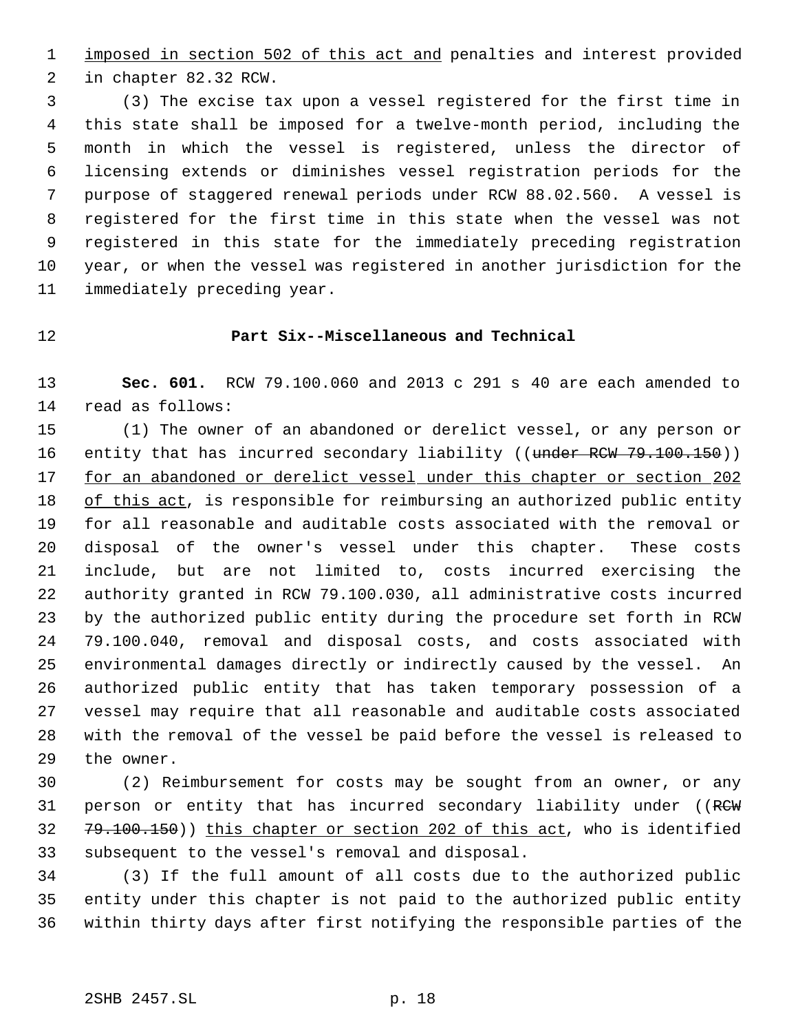imposed in section 502 of this act and penalties and interest provided in chapter 82.32 RCW.

(3) The excise tax upon a vessel registered for the first time in this state shall be imposed for a twelve-month period, including the month in which the vessel is registered, unless the director of licensing extends or diminishes vessel registration periods for the purpose of staggered renewal periods under RCW 88.02.560. A vessel is registered for the first time in this state when the vessel was not registered in this state for the immediately preceding registration year, or when the vessel was registered in another jurisdiction for the immediately preceding year.

## Part Six--Miscellaneous and Technical

**Sec. 601.** RCW 79.100.060 and 2013 c 291 s 40 are each amended to read as follows:

(1) The owner of an abandoned or derelict vessel, or any person or entity that has incurred secondary liability ((~~under RCW 79.100.150~~)) for an abandoned or derelict vessel under this chapter or section 202 of this act, is responsible for reimbursing an authorized public entity for all reasonable and auditable costs associated with the removal or disposal of the owner's vessel under this chapter. These costs include, but are not limited to, costs incurred exercising the authority granted in RCW 79.100.030, all administrative costs incurred by the authorized public entity during the procedure set forth in RCW 79.100.040, removal and disposal costs, and costs associated with environmental damages directly or indirectly caused by the vessel. An authorized public entity that has taken temporary possession of a vessel may require that all reasonable and auditable costs associated with the removal of the vessel be paid before the vessel is released to the owner.

(2) Reimbursement for costs may be sought from an owner, or any person or entity that has incurred secondary liability under ((~~RCW 79.100.150~~)) this chapter or section 202 of this act, who is identified subsequent to the vessel's removal and disposal.

(3) If the full amount of all costs due to the authorized public entity under this chapter is not paid to the authorized public entity within thirty days after first notifying the responsible parties of the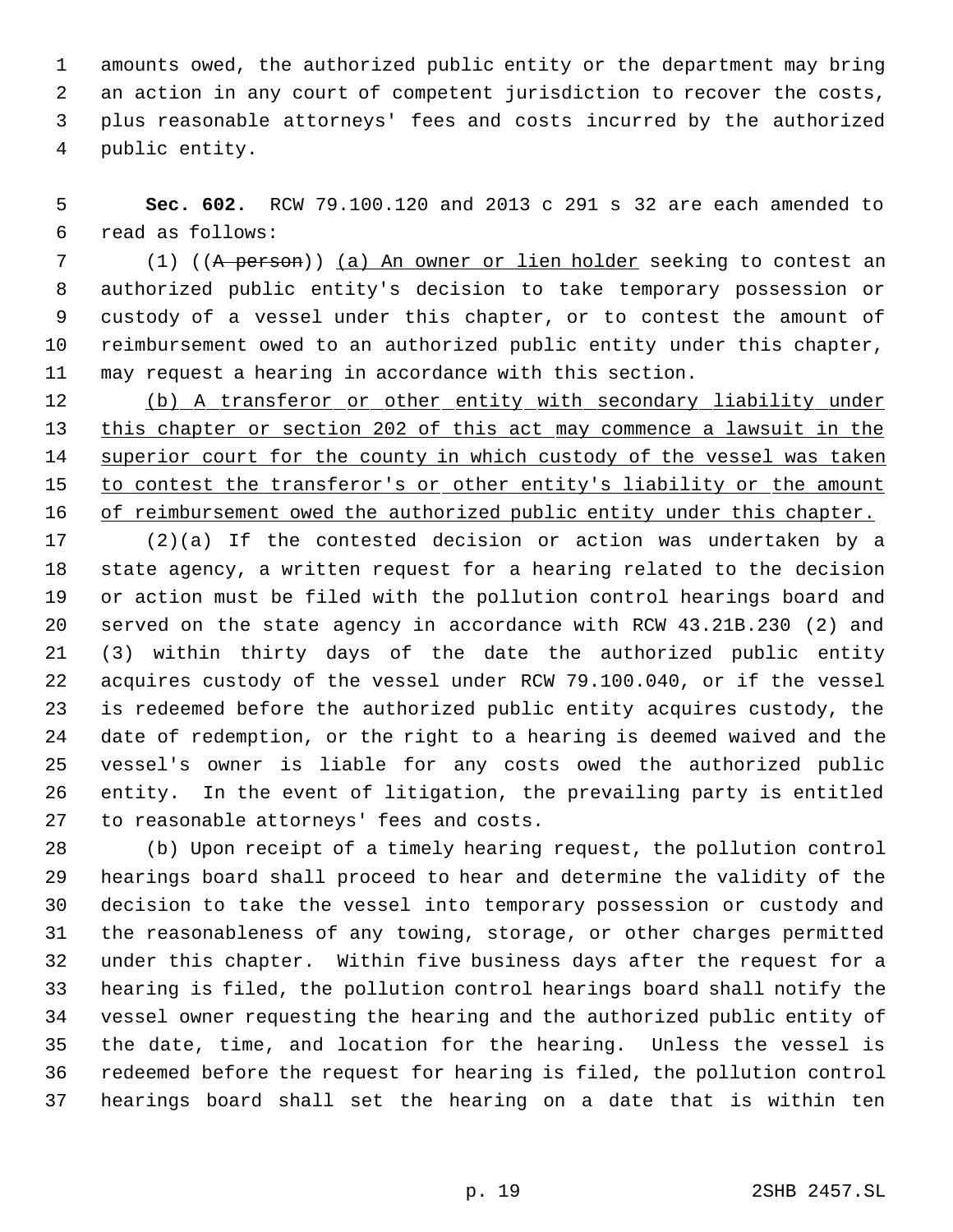amounts owed, the authorized public entity or the department may bring an action in any court of competent jurisdiction to recover the costs, plus reasonable attorneys' fees and costs incurred by the authorized public entity.

**Sec. 602.** RCW 79.100.120 and 2013 c 291 s 32 are each amended to read as follows:

(1) ((~~A person~~)) <u>(a) An owner or lien holder</u> seeking to contest an authorized public entity's decision to take temporary possession or custody of a vessel under this chapter, or to contest the amount of reimbursement owed to an authorized public entity under this chapter, may request a hearing in accordance with this section.

<u>(b) A transferor or other entity with secondary liability under this chapter or section 202 of this act may commence a lawsuit in the superior court for the county in which custody of the vessel was taken to contest the transferor's or other entity's liability or the amount of reimbursement owed the authorized public entity under this chapter.</u>

(2)(a) If the contested decision or action was undertaken by a state agency, a written request for a hearing related to the decision or action must be filed with the pollution control hearings board and served on the state agency in accordance with RCW 43.21B.230 (2) and (3) within thirty days of the date the authorized public entity acquires custody of the vessel under RCW 79.100.040, or if the vessel is redeemed before the authorized public entity acquires custody, the date of redemption, or the right to a hearing is deemed waived and the vessel's owner is liable for any costs owed the authorized public entity. In the event of litigation, the prevailing party is entitled to reasonable attorneys' fees and costs.

(b) Upon receipt of a timely hearing request, the pollution control hearings board shall proceed to hear and determine the validity of the decision to take the vessel into temporary possession or custody and the reasonableness of any towing, storage, or other charges permitted under this chapter. Within five business days after the request for a hearing is filed, the pollution control hearings board shall notify the vessel owner requesting the hearing and the authorized public entity of the date, time, and location for the hearing. Unless the vessel is redeemed before the request for hearing is filed, the pollution control hearings board shall set the hearing on a date that is within ten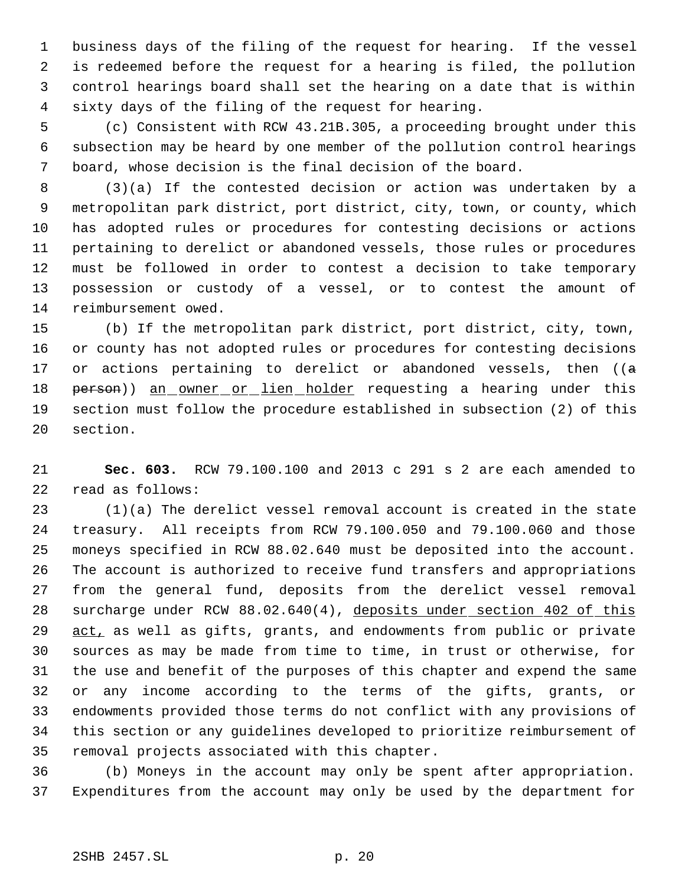business days of the filing of the request for hearing. If the vessel is redeemed before the request for a hearing is filed, the pollution control hearings board shall set the hearing on a date that is within sixty days of the filing of the request for hearing.

(c) Consistent with RCW 43.21B.305, a proceeding brought under this subsection may be heard by one member of the pollution control hearings board, whose decision is the final decision of the board.

(3)(a) If the contested decision or action was undertaken by a metropolitan park district, port district, city, town, or county, which has adopted rules or procedures for contesting decisions or actions pertaining to derelict or abandoned vessels, those rules or procedures must be followed in order to contest a decision to take temporary possession or custody of a vessel, or to contest the amount of reimbursement owed.

(b) If the metropolitan park district, port district, city, town, or county has not adopted rules or procedures for contesting decisions or actions pertaining to derelict or abandoned vessels, then ((~~a person~~)) an owner or lien holder requesting a hearing under this section must follow the procedure established in subsection (2) of this section.

**Sec. 603.** RCW 79.100.100 and 2013 c 291 s 2 are each amended to read as follows:

(1)(a) The derelict vessel removal account is created in the state treasury. All receipts from RCW 79.100.050 and 79.100.060 and those moneys specified in RCW 88.02.640 must be deposited into the account. The account is authorized to receive fund transfers and appropriations from the general fund, deposits from the derelict vessel removal surcharge under RCW 88.02.640(4), deposits under section 402 of this act, as well as gifts, grants, and endowments from public or private sources as may be made from time to time, in trust or otherwise, for the use and benefit of the purposes of this chapter and expend the same or any income according to the terms of the gifts, grants, or endowments provided those terms do not conflict with any provisions of this section or any guidelines developed to prioritize reimbursement of removal projects associated with this chapter.

(b) Moneys in the account may only be spent after appropriation. Expenditures from the account may only be used by the department for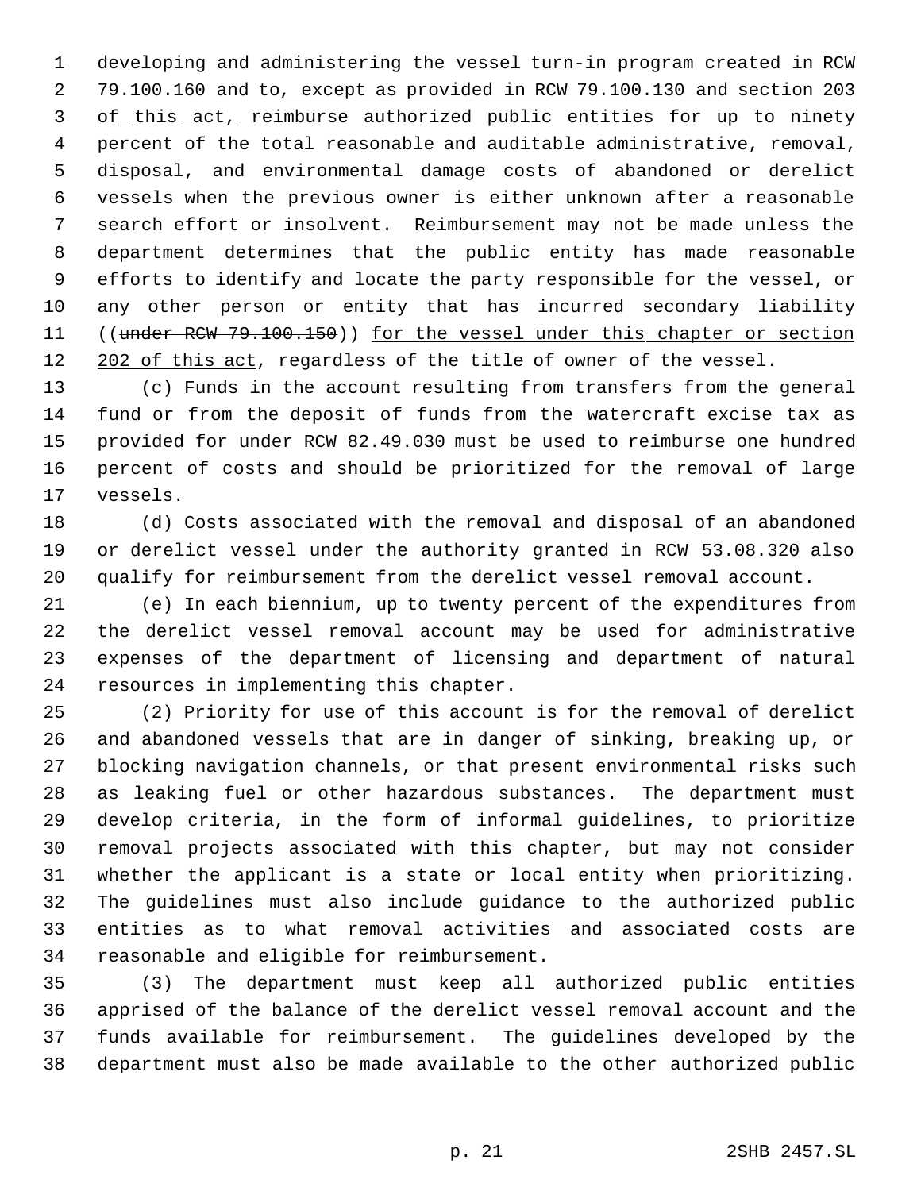developing and administering the vessel turn-in program created in RCW 79.100.160 and to, except as provided in RCW 79.100.130 and section 203 of this act, reimburse authorized public entities for up to ninety percent of the total reasonable and auditable administrative, removal, disposal, and environmental damage costs of abandoned or derelict vessels when the previous owner is either unknown after a reasonable search effort or insolvent. Reimbursement may not be made unless the department determines that the public entity has made reasonable efforts to identify and locate the party responsible for the vessel, or any other person or entity that has incurred secondary liability ((~~under RCW 79.100.150~~)) for the vessel under this chapter or section 202 of this act, regardless of the title of owner of the vessel.

(c) Funds in the account resulting from transfers from the general fund or from the deposit of funds from the watercraft excise tax as provided for under RCW 82.49.030 must be used to reimburse one hundred percent of costs and should be prioritized for the removal of large vessels.

(d) Costs associated with the removal and disposal of an abandoned or derelict vessel under the authority granted in RCW 53.08.320 also qualify for reimbursement from the derelict vessel removal account.

(e) In each biennium, up to twenty percent of the expenditures from the derelict vessel removal account may be used for administrative expenses of the department of licensing and department of natural resources in implementing this chapter.

(2) Priority for use of this account is for the removal of derelict and abandoned vessels that are in danger of sinking, breaking up, or blocking navigation channels, or that present environmental risks such as leaking fuel or other hazardous substances. The department must develop criteria, in the form of informal guidelines, to prioritize removal projects associated with this chapter, but may not consider whether the applicant is a state or local entity when prioritizing. The guidelines must also include guidance to the authorized public entities as to what removal activities and associated costs are reasonable and eligible for reimbursement.

(3) The department must keep all authorized public entities apprised of the balance of the derelict vessel removal account and the funds available for reimbursement. The guidelines developed by the department must also be made available to the other authorized public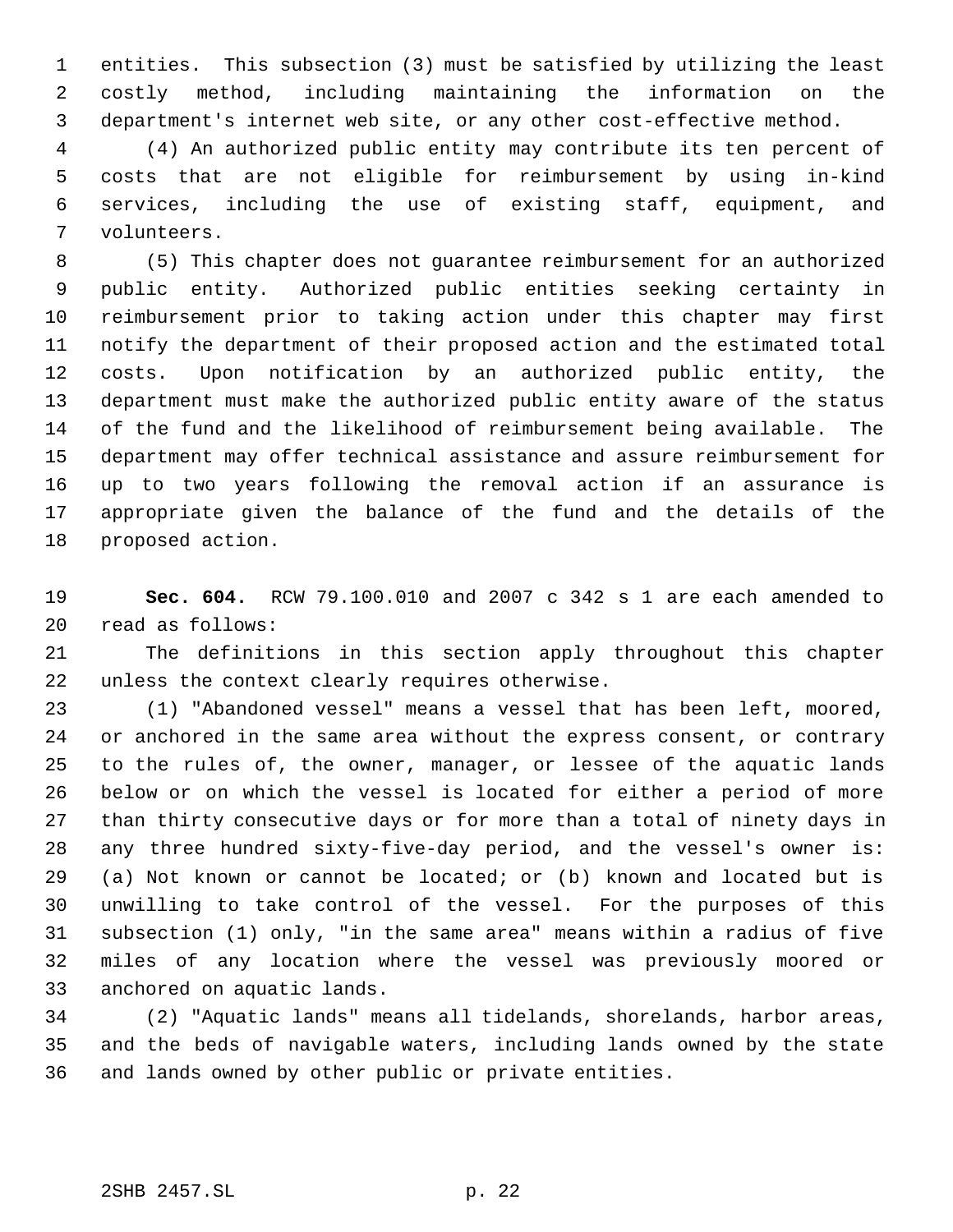entities. This subsection (3) must be satisfied by utilizing the least costly method, including maintaining the information on the department's internet web site, or any other cost-effective method.

(4) An authorized public entity may contribute its ten percent of costs that are not eligible for reimbursement by using in-kind services, including the use of existing staff, equipment, and volunteers.

(5) This chapter does not guarantee reimbursement for an authorized public entity. Authorized public entities seeking certainty in reimbursement prior to taking action under this chapter may first notify the department of their proposed action and the estimated total costs. Upon notification by an authorized public entity, the department must make the authorized public entity aware of the status of the fund and the likelihood of reimbursement being available. The department may offer technical assistance and assure reimbursement for up to two years following the removal action if an assurance is appropriate given the balance of the fund and the details of the proposed action.

**Sec. 604.** RCW 79.100.010 and 2007 c 342 s 1 are each amended to read as follows:

The definitions in this section apply throughout this chapter unless the context clearly requires otherwise.

(1) "Abandoned vessel" means a vessel that has been left, moored, or anchored in the same area without the express consent, or contrary to the rules of, the owner, manager, or lessee of the aquatic lands below or on which the vessel is located for either a period of more than thirty consecutive days or for more than a total of ninety days in any three hundred sixty-five-day period, and the vessel's owner is: (a) Not known or cannot be located; or (b) known and located but is unwilling to take control of the vessel. For the purposes of this subsection (1) only, "in the same area" means within a radius of five miles of any location where the vessel was previously moored or anchored on aquatic lands.

(2) "Aquatic lands" means all tidelands, shorelands, harbor areas, and the beds of navigable waters, including lands owned by the state and lands owned by other public or private entities.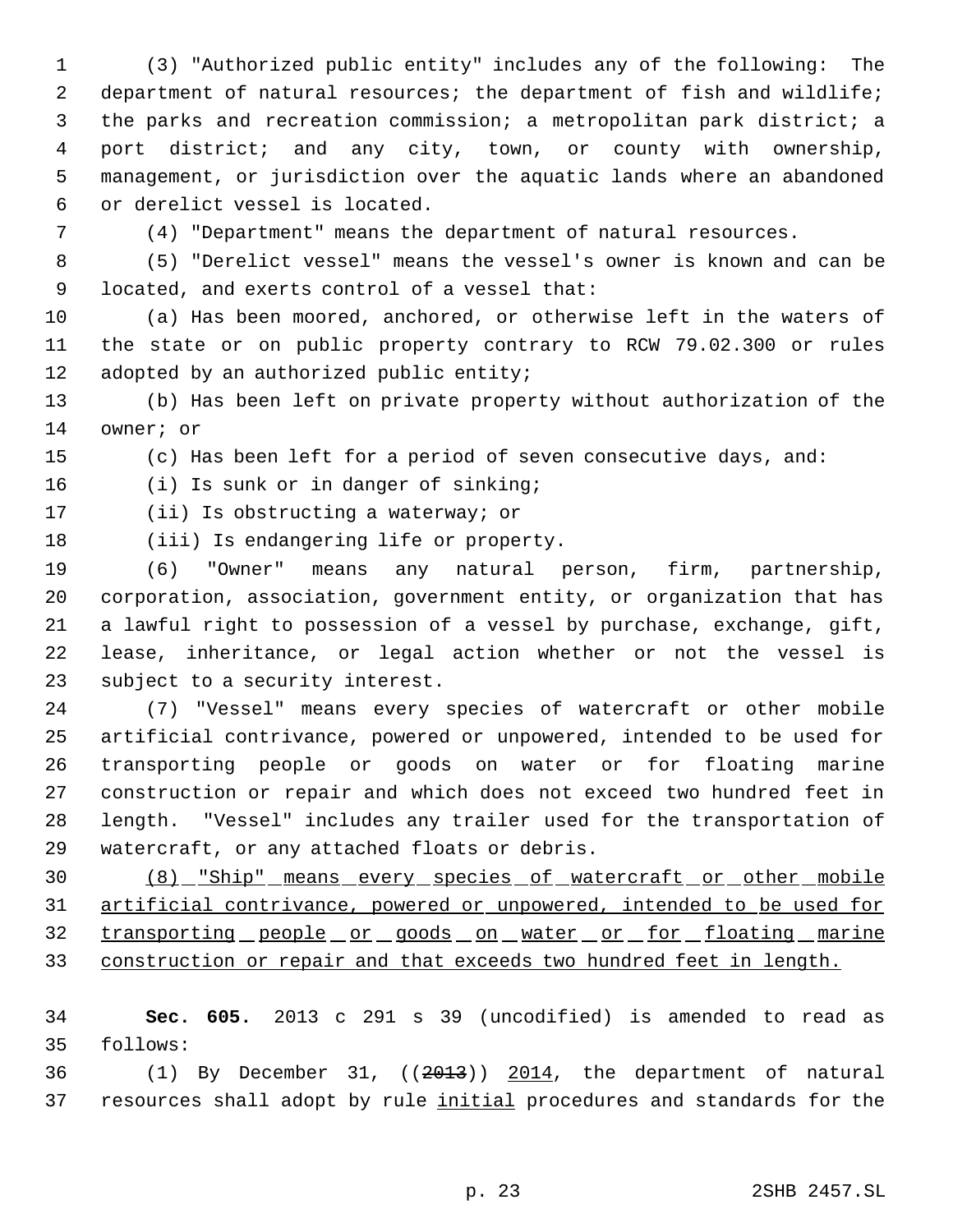(3) "Authorized public entity" includes any of the following: The department of natural resources; the department of fish and wildlife; the parks and recreation commission; a metropolitan park district; a port district; and any city, town, or county with ownership, management, or jurisdiction over the aquatic lands where an abandoned or derelict vessel is located.

(4) "Department" means the department of natural resources.

(5) "Derelict vessel" means the vessel's owner is known and can be located, and exerts control of a vessel that:

(a) Has been moored, anchored, or otherwise left in the waters of the state or on public property contrary to RCW 79.02.300 or rules adopted by an authorized public entity;

(b) Has been left on private property without authorization of the owner; or

(c) Has been left for a period of seven consecutive days, and:

(i) Is sunk or in danger of sinking;

(ii) Is obstructing a waterway; or

(iii) Is endangering life or property.

(6) "Owner" means any natural person, firm, partnership, corporation, association, government entity, or organization that has a lawful right to possession of a vessel by purchase, exchange, gift, lease, inheritance, or legal action whether or not the vessel is subject to a security interest.

(7) "Vessel" means every species of watercraft or other mobile artificial contrivance, powered or unpowered, intended to be used for transporting people or goods on water or for floating marine construction or repair and which does not exceed two hundred feet in length. "Vessel" includes any trailer used for the transportation of watercraft, or any attached floats or debris.

<u>(8) "Ship" means every species of watercraft or other mobile artificial contrivance, powered or unpowered, intended to be used for transporting people or goods on water or for floating marine construction or repair and that exceeds two hundred feet in length.</u>

**Sec. 605.** 2013 c 291 s 39 (uncodified) is amended to read as follows:

(1) By December 31, ((~~2013~~)) <u>2014</u>, the department of natural resources shall adopt by rule <u>initial</u> procedures and standards for the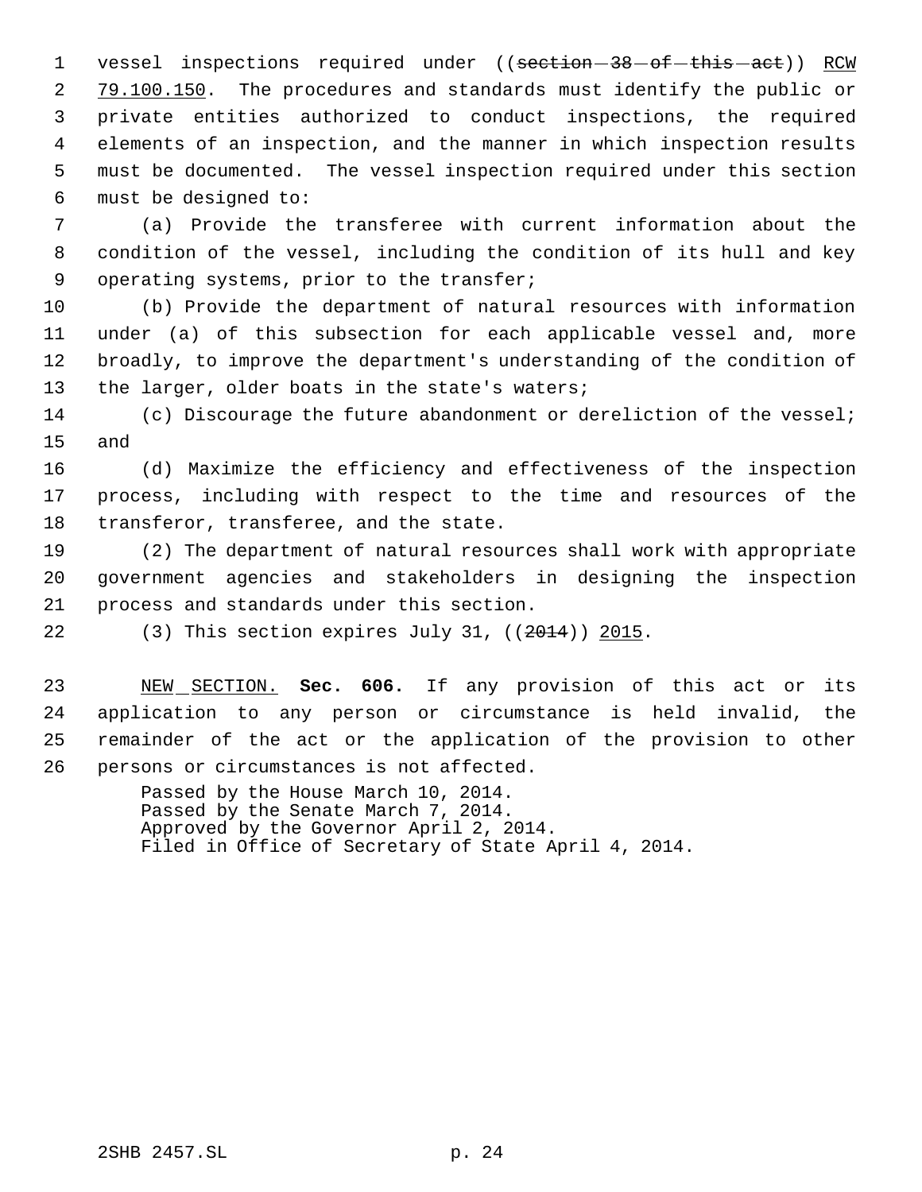vessel inspections required under ((~~section 38 of this act~~)) RCW 79.100.150. The procedures and standards must identify the public or private entities authorized to conduct inspections, the required elements of an inspection, and the manner in which inspection results must be documented. The vessel inspection required under this section must be designed to:

(a) Provide the transferee with current information about the condition of the vessel, including the condition of its hull and key operating systems, prior to the transfer;

(b) Provide the department of natural resources with information under (a) of this subsection for each applicable vessel and, more broadly, to improve the department's understanding of the condition of the larger, older boats in the state's waters;

(c) Discourage the future abandonment or dereliction of the vessel; and

(d) Maximize the efficiency and effectiveness of the inspection process, including with respect to the time and resources of the transferor, transferee, and the state.

(2) The department of natural resources shall work with appropriate government agencies and stakeholders in designing the inspection process and standards under this section.

(3) This section expires July 31, ((~~2014~~)) 2015.

NEW SECTION. **Sec. 606.** If any provision of this act or its application to any person or circumstance is held invalid, the remainder of the act or the application of the provision to other persons or circumstances is not affected.

Passed by the House March 10, 2014.
Passed by the Senate March 7, 2014.
Approved by the Governor April 2, 2014.
Filed in Office of Secretary of State April 4, 2014.